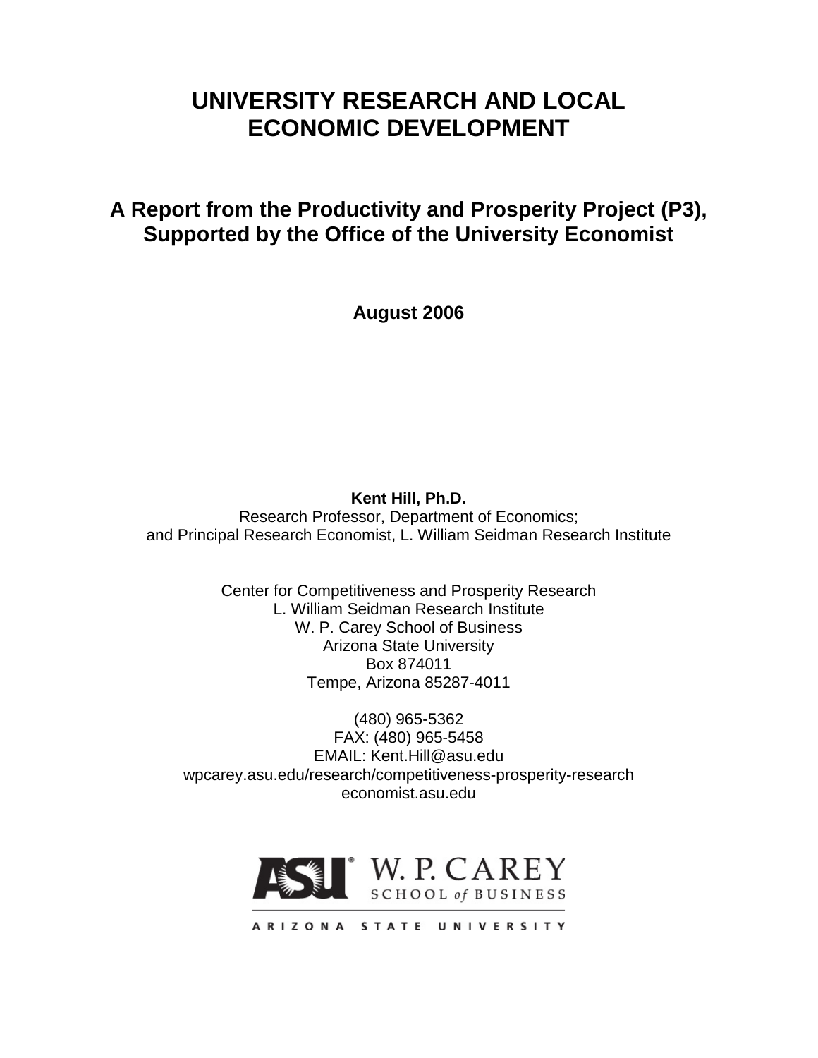# UNIVERSITY RESEARCH AND LOCAL ECONOMIC DEVELOPMENT

## A Report from the Productivity and Prosperity Project (P3), Supported by the Office of the University Economist

**August 2006**

**Kent Hill, Ph.D.**
Research Professor, Department of Economics;
and Principal Research Economist, L. William Seidman Research Institute

Center for Competitiveness and Prosperity Research
L. William Seidman Research Institute
W. P. Carey School of Business
Arizona State University
Box 874011
Tempe, Arizona 85287-4011

(480) 965-5362
FAX: (480) 965-5458
EMAIL: Kent.Hill@asu.edu
wpcarey.asu.edu/research/competitiveness-prosperity-research
economist.asu.edu

ASU W. P. CAREY SCHOOL of BUSINESS
ARIZONA STATE UNIVERSITY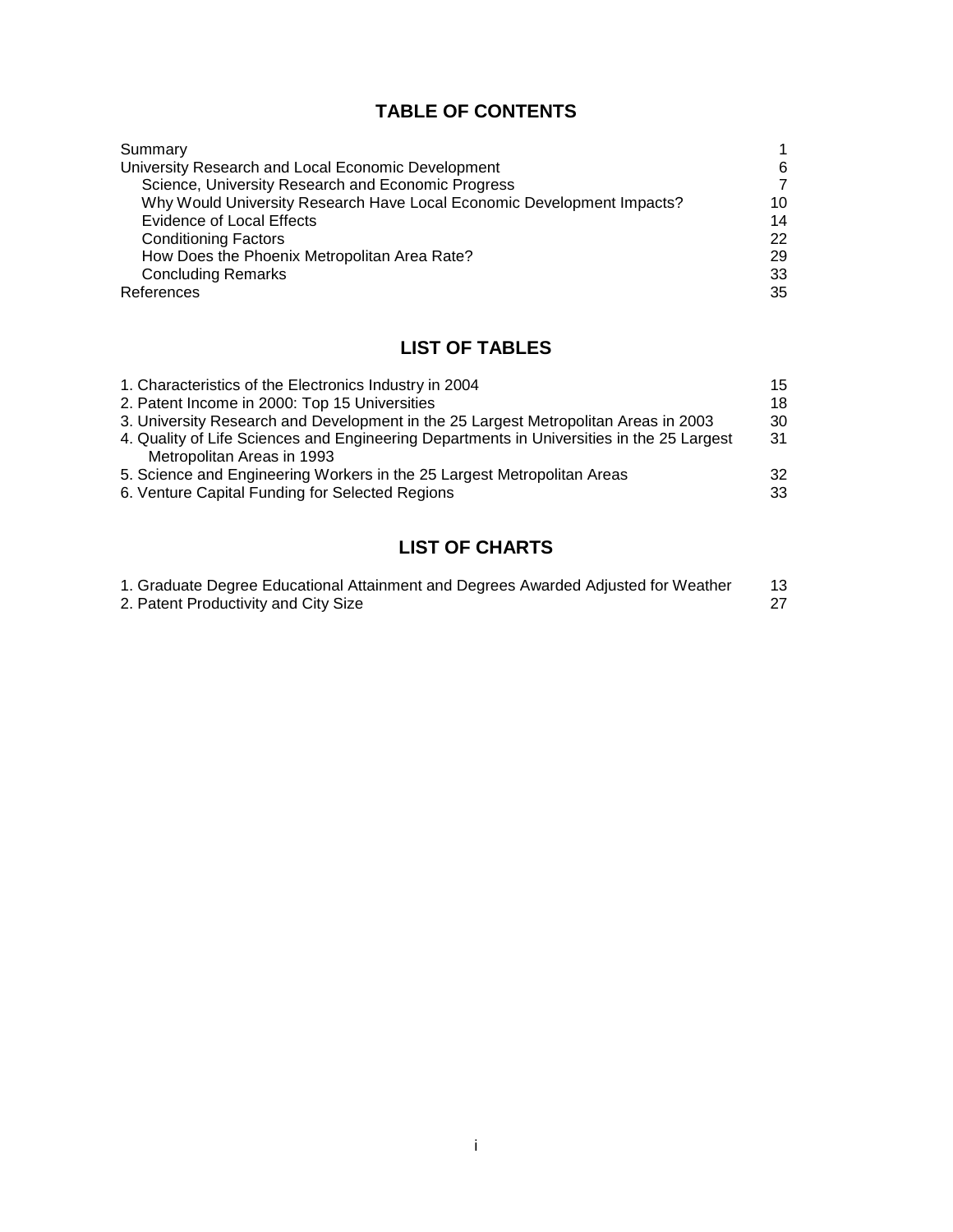## TABLE OF CONTENTS

| | |
|---|---|
| Summary | 1 |
| University Research and Local Economic Development | 6 |
| Science, University Research and Economic Progress | 7 |
| Why Would University Research Have Local Economic Development Impacts? | 10 |
| Evidence of Local Effects | 14 |
| Conditioning Factors | 22 |
| How Does the Phoenix Metropolitan Area Rate? | 29 |
| Concluding Remarks | 33 |
| References | 35 |

## LIST OF TABLES

| | |
|---|---|
| 1. Characteristics of the Electronics Industry in 2004 | 15 |
| 2. Patent Income in 2000: Top 15 Universities | 18 |
| 3. University Research and Development in the 25 Largest Metropolitan Areas in 2003 | 30 |
| 4. Quality of Life Sciences and Engineering Departments in Universities in the 25 Largest Metropolitan Areas in 1993 | 31 |
| 5. Science and Engineering Workers in the 25 Largest Metropolitan Areas | 32 |
| 6. Venture Capital Funding for Selected Regions | 33 |

## LIST OF CHARTS

| | |
|---|---|
| 1. Graduate Degree Educational Attainment and Degrees Awarded Adjusted for Weather | 13 |
| 2. Patent Productivity and City Size | 27 |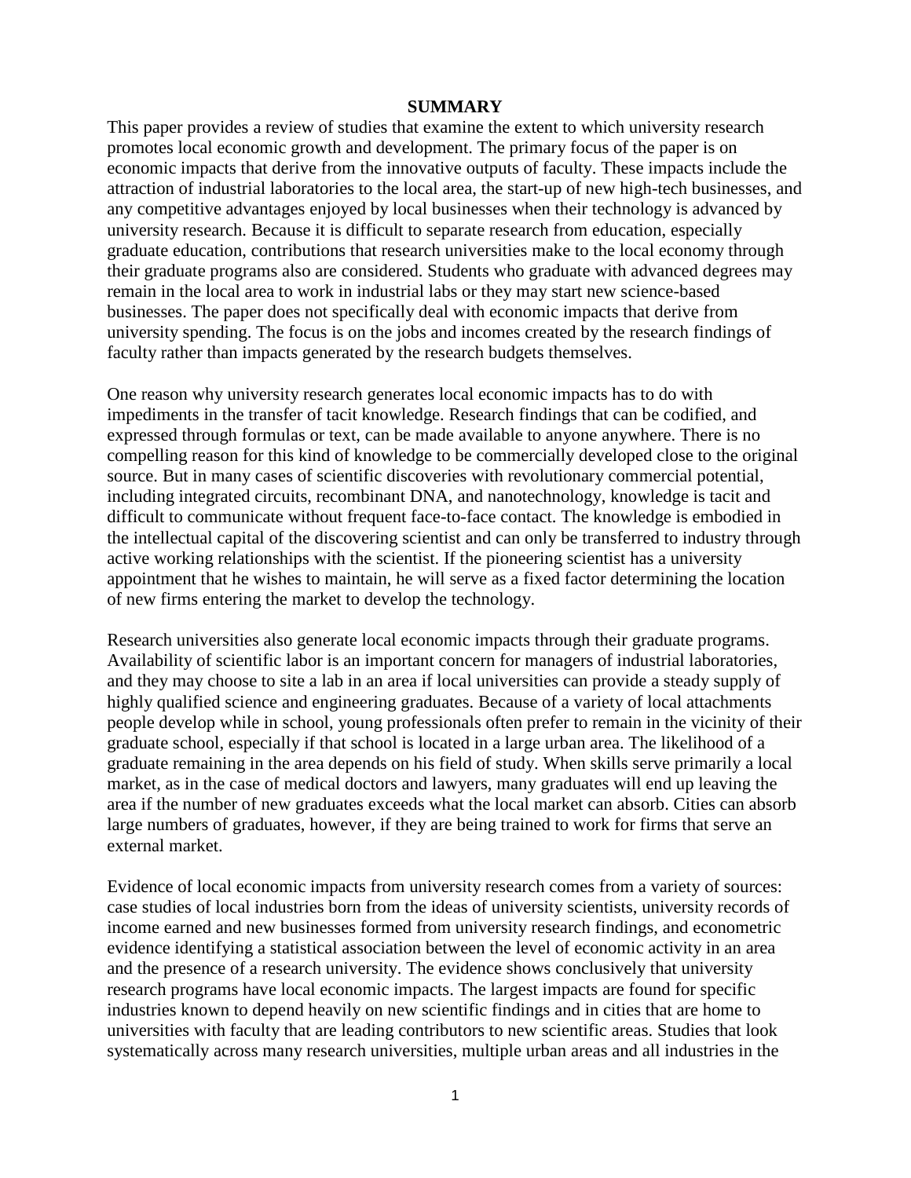## SUMMARY

This paper provides a review of studies that examine the extent to which university research promotes local economic growth and development. The primary focus of the paper is on economic impacts that derive from the innovative outputs of faculty. These impacts include the attraction of industrial laboratories to the local area, the start-up of new high-tech businesses, and any competitive advantages enjoyed by local businesses when their technology is advanced by university research. Because it is difficult to separate research from education, especially graduate education, contributions that research universities make to the local economy through their graduate programs also are considered. Students who graduate with advanced degrees may remain in the local area to work in industrial labs or they may start new science-based businesses. The paper does not specifically deal with economic impacts that derive from university spending. The focus is on the jobs and incomes created by the research findings of faculty rather than impacts generated by the research budgets themselves.

One reason why university research generates local economic impacts has to do with impediments in the transfer of tacit knowledge. Research findings that can be codified, and expressed through formulas or text, can be made available to anyone anywhere. There is no compelling reason for this kind of knowledge to be commercially developed close to the original source. But in many cases of scientific discoveries with revolutionary commercial potential, including integrated circuits, recombinant DNA, and nanotechnology, knowledge is tacit and difficult to communicate without frequent face-to-face contact. The knowledge is embodied in the intellectual capital of the discovering scientist and can only be transferred to industry through active working relationships with the scientist. If the pioneering scientist has a university appointment that he wishes to maintain, he will serve as a fixed factor determining the location of new firms entering the market to develop the technology.

Research universities also generate local economic impacts through their graduate programs. Availability of scientific labor is an important concern for managers of industrial laboratories, and they may choose to site a lab in an area if local universities can provide a steady supply of highly qualified science and engineering graduates. Because of a variety of local attachments people develop while in school, young professionals often prefer to remain in the vicinity of their graduate school, especially if that school is located in a large urban area. The likelihood of a graduate remaining in the area depends on his field of study. When skills serve primarily a local market, as in the case of medical doctors and lawyers, many graduates will end up leaving the area if the number of new graduates exceeds what the local market can absorb. Cities can absorb large numbers of graduates, however, if they are being trained to work for firms that serve an external market.

Evidence of local economic impacts from university research comes from a variety of sources: case studies of local industries born from the ideas of university scientists, university records of income earned and new businesses formed from university research findings, and econometric evidence identifying a statistical association between the level of economic activity in an area and the presence of a research university. The evidence shows conclusively that university research programs have local economic impacts. The largest impacts are found for specific industries known to depend heavily on new scientific findings and in cities that are home to universities with faculty that are leading contributors to new scientific areas. Studies that look systematically across many research universities, multiple urban areas and all industries in the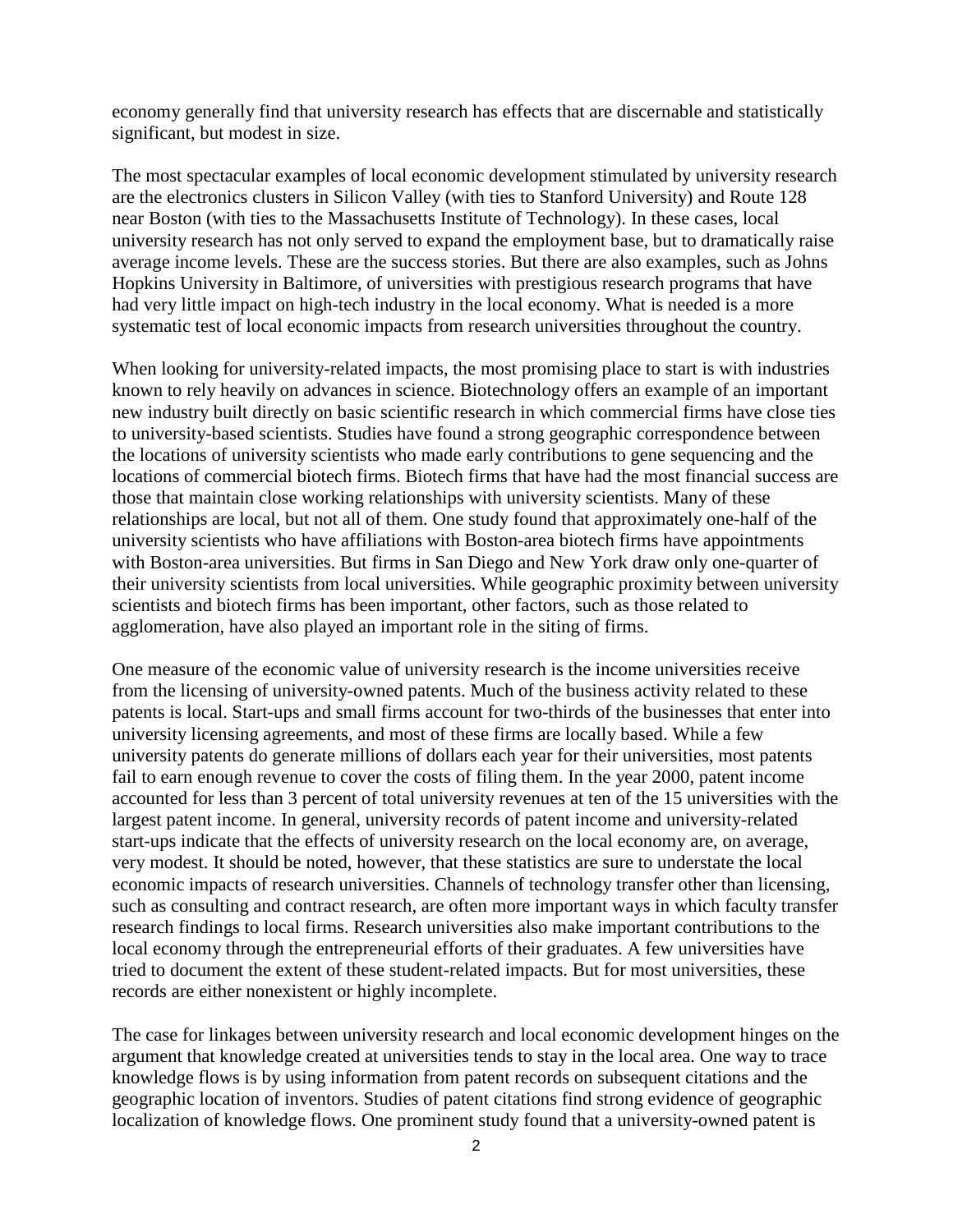economy generally find that university research has effects that are discernable and statistically significant, but modest in size.

The most spectacular examples of local economic development stimulated by university research are the electronics clusters in Silicon Valley (with ties to Stanford University) and Route 128 near Boston (with ties to the Massachusetts Institute of Technology). In these cases, local university research has not only served to expand the employment base, but to dramatically raise average income levels. These are the success stories. But there are also examples, such as Johns Hopkins University in Baltimore, of universities with prestigious research programs that have had very little impact on high-tech industry in the local economy. What is needed is a more systematic test of local economic impacts from research universities throughout the country.

When looking for university-related impacts, the most promising place to start is with industries known to rely heavily on advances in science. Biotechnology offers an example of an important new industry built directly on basic scientific research in which commercial firms have close ties to university-based scientists. Studies have found a strong geographic correspondence between the locations of university scientists who made early contributions to gene sequencing and the locations of commercial biotech firms. Biotech firms that have had the most financial success are those that maintain close working relationships with university scientists. Many of these relationships are local, but not all of them. One study found that approximately one-half of the university scientists who have affiliations with Boston-area biotech firms have appointments with Boston-area universities. But firms in San Diego and New York draw only one-quarter of their university scientists from local universities. While geographic proximity between university scientists and biotech firms has been important, other factors, such as those related to agglomeration, have also played an important role in the siting of firms.

One measure of the economic value of university research is the income universities receive from the licensing of university-owned patents. Much of the business activity related to these patents is local. Start-ups and small firms account for two-thirds of the businesses that enter into university licensing agreements, and most of these firms are locally based. While a few university patents do generate millions of dollars each year for their universities, most patents fail to earn enough revenue to cover the costs of filing them. In the year 2000, patent income accounted for less than 3 percent of total university revenues at ten of the 15 universities with the largest patent income. In general, university records of patent income and university-related start-ups indicate that the effects of university research on the local economy are, on average, very modest. It should be noted, however, that these statistics are sure to understate the local economic impacts of research universities. Channels of technology transfer other than licensing, such as consulting and contract research, are often more important ways in which faculty transfer research findings to local firms. Research universities also make important contributions to the local economy through the entrepreneurial efforts of their graduates. A few universities have tried to document the extent of these student-related impacts. But for most universities, these records are either nonexistent or highly incomplete.

The case for linkages between university research and local economic development hinges on the argument that knowledge created at universities tends to stay in the local area. One way to trace knowledge flows is by using information from patent records on subsequent citations and the geographic location of inventors. Studies of patent citations find strong evidence of geographic localization of knowledge flows. One prominent study found that a university-owned patent is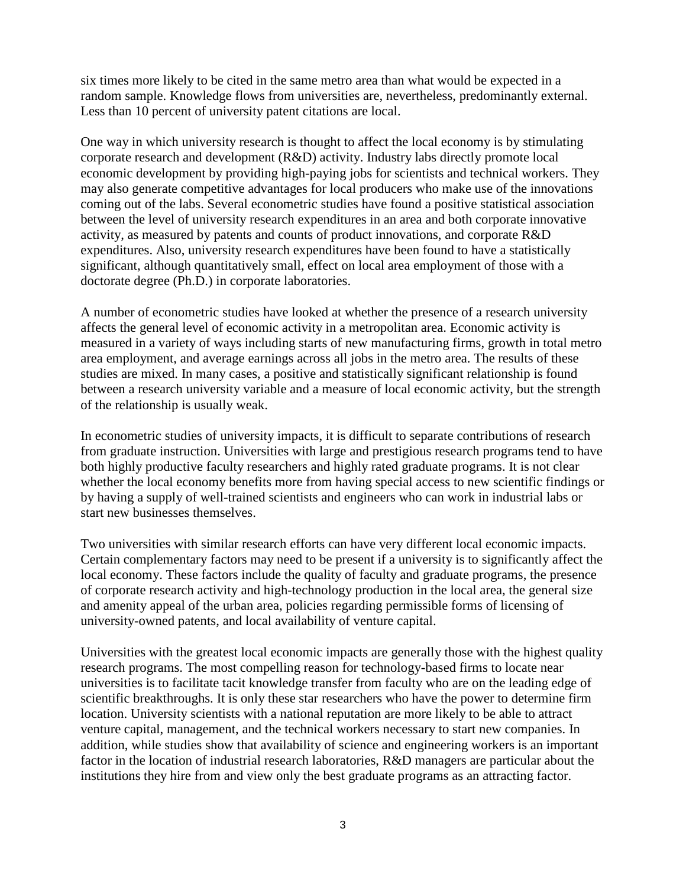six times more likely to be cited in the same metro area than what would be expected in a random sample. Knowledge flows from universities are, nevertheless, predominantly external. Less than 10 percent of university patent citations are local.

One way in which university research is thought to affect the local economy is by stimulating corporate research and development (R&D) activity. Industry labs directly promote local economic development by providing high-paying jobs for scientists and technical workers. They may also generate competitive advantages for local producers who make use of the innovations coming out of the labs. Several econometric studies have found a positive statistical association between the level of university research expenditures in an area and both corporate innovative activity, as measured by patents and counts of product innovations, and corporate R&D expenditures. Also, university research expenditures have been found to have a statistically significant, although quantitatively small, effect on local area employment of those with a doctorate degree (Ph.D.) in corporate laboratories.

A number of econometric studies have looked at whether the presence of a research university affects the general level of economic activity in a metropolitan area. Economic activity is measured in a variety of ways including starts of new manufacturing firms, growth in total metro area employment, and average earnings across all jobs in the metro area. The results of these studies are mixed. In many cases, a positive and statistically significant relationship is found between a research university variable and a measure of local economic activity, but the strength of the relationship is usually weak.

In econometric studies of university impacts, it is difficult to separate contributions of research from graduate instruction. Universities with large and prestigious research programs tend to have both highly productive faculty researchers and highly rated graduate programs. It is not clear whether the local economy benefits more from having special access to new scientific findings or by having a supply of well-trained scientists and engineers who can work in industrial labs or start new businesses themselves.

Two universities with similar research efforts can have very different local economic impacts. Certain complementary factors may need to be present if a university is to significantly affect the local economy. These factors include the quality of faculty and graduate programs, the presence of corporate research activity and high-technology production in the local area, the general size and amenity appeal of the urban area, policies regarding permissible forms of licensing of university-owned patents, and local availability of venture capital.

Universities with the greatest local economic impacts are generally those with the highest quality research programs. The most compelling reason for technology-based firms to locate near universities is to facilitate tacit knowledge transfer from faculty who are on the leading edge of scientific breakthroughs. It is only these star researchers who have the power to determine firm location. University scientists with a national reputation are more likely to be able to attract venture capital, management, and the technical workers necessary to start new companies. In addition, while studies show that availability of science and engineering workers is an important factor in the location of industrial research laboratories, R&D managers are particular about the institutions they hire from and view only the best graduate programs as an attracting factor.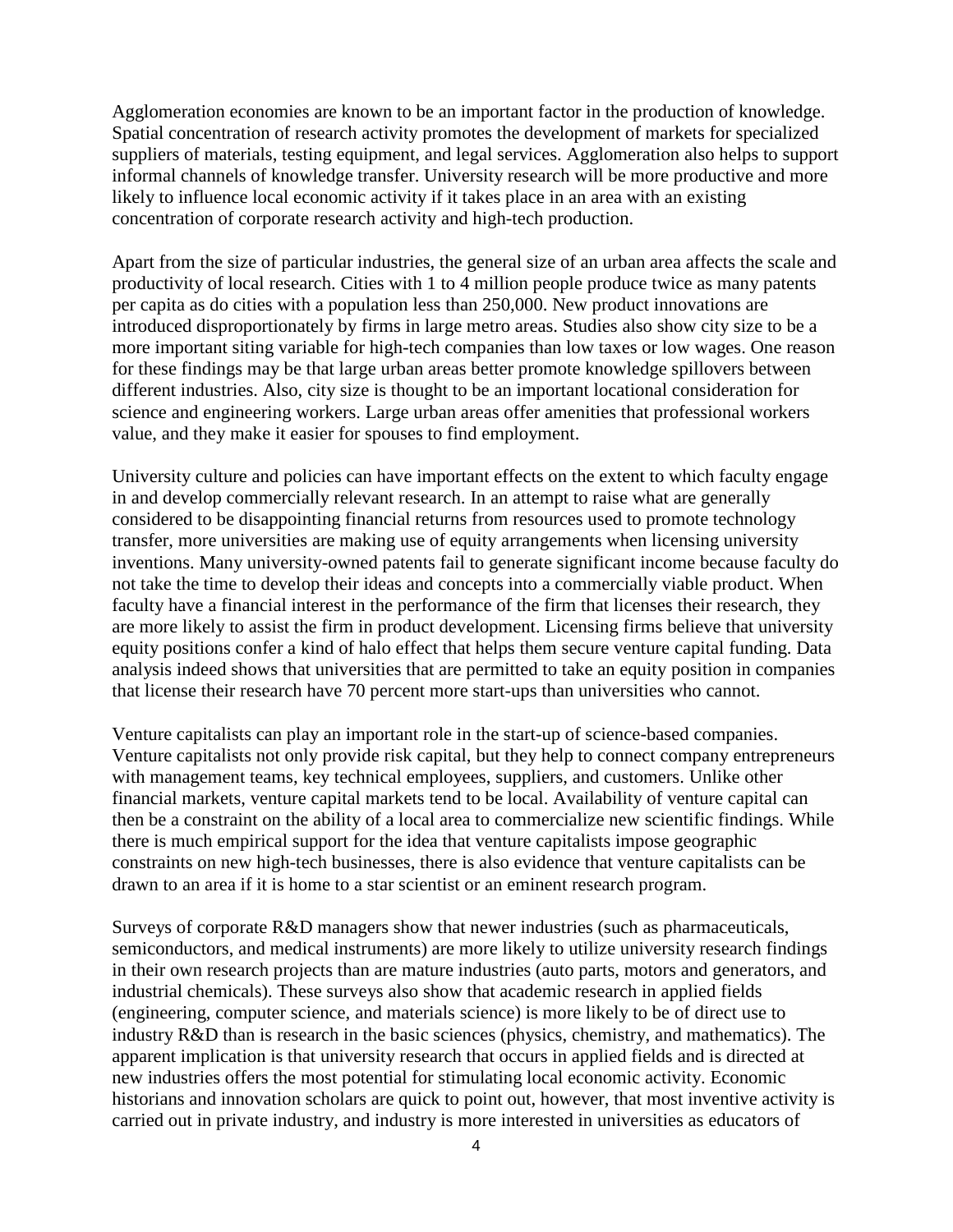Agglomeration economies are known to be an important factor in the production of knowledge. Spatial concentration of research activity promotes the development of markets for specialized suppliers of materials, testing equipment, and legal services. Agglomeration also helps to support informal channels of knowledge transfer. University research will be more productive and more likely to influence local economic activity if it takes place in an area with an existing concentration of corporate research activity and high-tech production.

Apart from the size of particular industries, the general size of an urban area affects the scale and productivity of local research. Cities with 1 to 4 million people produce twice as many patents per capita as do cities with a population less than 250,000. New product innovations are introduced disproportionately by firms in large metro areas. Studies also show city size to be a more important siting variable for high-tech companies than low taxes or low wages. One reason for these findings may be that large urban areas better promote knowledge spillovers between different industries. Also, city size is thought to be an important locational consideration for science and engineering workers. Large urban areas offer amenities that professional workers value, and they make it easier for spouses to find employment.

University culture and policies can have important effects on the extent to which faculty engage in and develop commercially relevant research. In an attempt to raise what are generally considered to be disappointing financial returns from resources used to promote technology transfer, more universities are making use of equity arrangements when licensing university inventions. Many university-owned patents fail to generate significant income because faculty do not take the time to develop their ideas and concepts into a commercially viable product. When faculty have a financial interest in the performance of the firm that licenses their research, they are more likely to assist the firm in product development. Licensing firms believe that university equity positions confer a kind of halo effect that helps them secure venture capital funding. Data analysis indeed shows that universities that are permitted to take an equity position in companies that license their research have 70 percent more start-ups than universities who cannot.

Venture capitalists can play an important role in the start-up of science-based companies. Venture capitalists not only provide risk capital, but they help to connect company entrepreneurs with management teams, key technical employees, suppliers, and customers. Unlike other financial markets, venture capital markets tend to be local. Availability of venture capital can then be a constraint on the ability of a local area to commercialize new scientific findings. While there is much empirical support for the idea that venture capitalists impose geographic constraints on new high-tech businesses, there is also evidence that venture capitalists can be drawn to an area if it is home to a star scientist or an eminent research program.

Surveys of corporate R&D managers show that newer industries (such as pharmaceuticals, semiconductors, and medical instruments) are more likely to utilize university research findings in their own research projects than are mature industries (auto parts, motors and generators, and industrial chemicals). These surveys also show that academic research in applied fields (engineering, computer science, and materials science) is more likely to be of direct use to industry R&D than is research in the basic sciences (physics, chemistry, and mathematics). The apparent implication is that university research that occurs in applied fields and is directed at new industries offers the most potential for stimulating local economic activity. Economic historians and innovation scholars are quick to point out, however, that most inventive activity is carried out in private industry, and industry is more interested in universities as educators of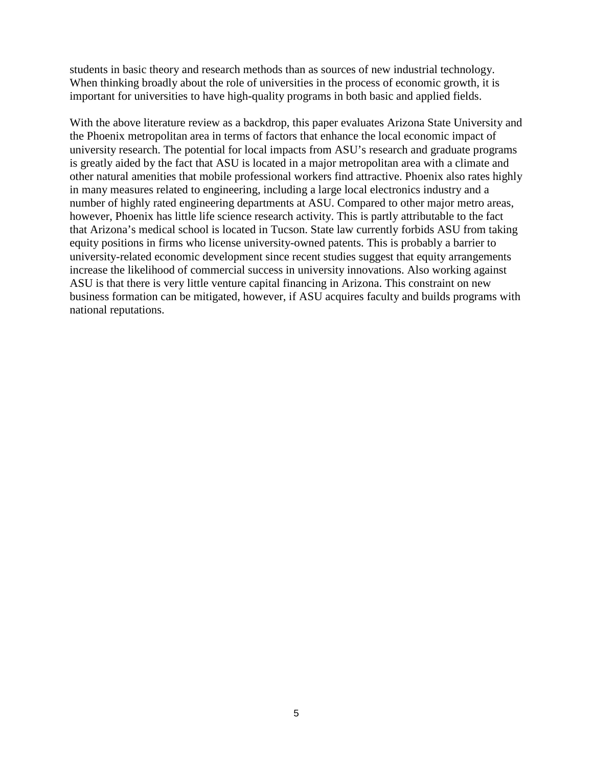students in basic theory and research methods than as sources of new industrial technology. When thinking broadly about the role of universities in the process of economic growth, it is important for universities to have high-quality programs in both basic and applied fields.

With the above literature review as a backdrop, this paper evaluates Arizona State University and the Phoenix metropolitan area in terms of factors that enhance the local economic impact of university research. The potential for local impacts from ASU's research and graduate programs is greatly aided by the fact that ASU is located in a major metropolitan area with a climate and other natural amenities that mobile professional workers find attractive. Phoenix also rates highly in many measures related to engineering, including a large local electronics industry and a number of highly rated engineering departments at ASU. Compared to other major metro areas, however, Phoenix has little life science research activity. This is partly attributable to the fact that Arizona's medical school is located in Tucson. State law currently forbids ASU from taking equity positions in firms who license university-owned patents. This is probably a barrier to university-related economic development since recent studies suggest that equity arrangements increase the likelihood of commercial success in university innovations. Also working against ASU is that there is very little venture capital financing in Arizona. This constraint on new business formation can be mitigated, however, if ASU acquires faculty and builds programs with national reputations.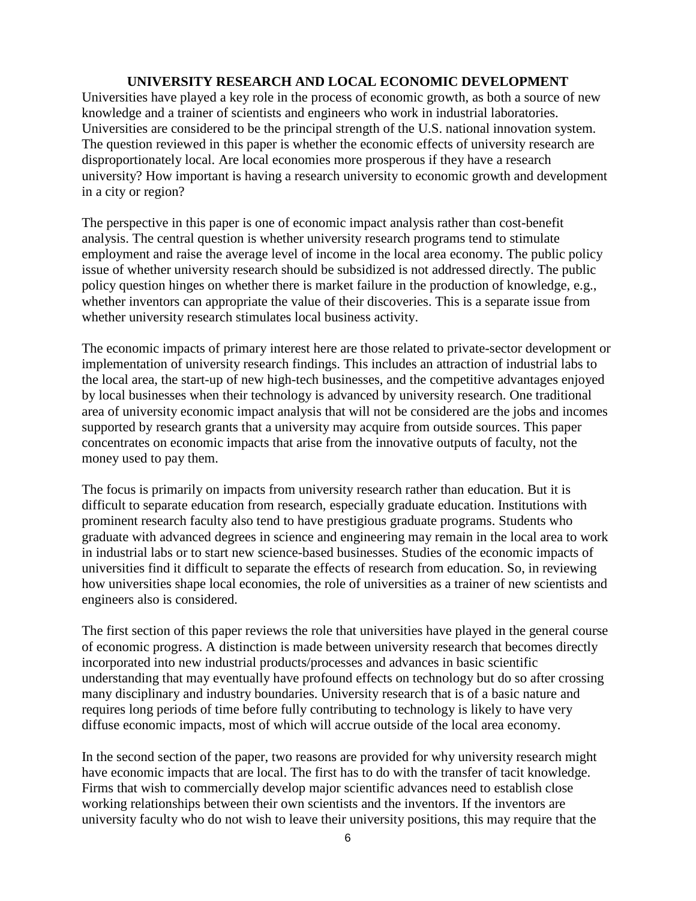# UNIVERSITY RESEARCH AND LOCAL ECONOMIC DEVELOPMENT

Universities have played a key role in the process of economic growth, as both a source of new knowledge and a trainer of scientists and engineers who work in industrial laboratories. Universities are considered to be the principal strength of the U.S. national innovation system. The question reviewed in this paper is whether the economic effects of university research are disproportionately local. Are local economies more prosperous if they have a research university? How important is having a research university to economic growth and development in a city or region?

The perspective in this paper is one of economic impact analysis rather than cost-benefit analysis. The central question is whether university research programs tend to stimulate employment and raise the average level of income in the local area economy. The public policy issue of whether university research should be subsidized is not addressed directly. The public policy question hinges on whether there is market failure in the production of knowledge, e.g., whether inventors can appropriate the value of their discoveries. This is a separate issue from whether university research stimulates local business activity.

The economic impacts of primary interest here are those related to private-sector development or implementation of university research findings. This includes an attraction of industrial labs to the local area, the start-up of new high-tech businesses, and the competitive advantages enjoyed by local businesses when their technology is advanced by university research. One traditional area of university economic impact analysis that will not be considered are the jobs and incomes supported by research grants that a university may acquire from outside sources. This paper concentrates on economic impacts that arise from the innovative outputs of faculty, not the money used to pay them.

The focus is primarily on impacts from university research rather than education. But it is difficult to separate education from research, especially graduate education. Institutions with prominent research faculty also tend to have prestigious graduate programs. Students who graduate with advanced degrees in science and engineering may remain in the local area to work in industrial labs or to start new science-based businesses. Studies of the economic impacts of universities find it difficult to separate the effects of research from education. So, in reviewing how universities shape local economies, the role of universities as a trainer of new scientists and engineers also is considered.

The first section of this paper reviews the role that universities have played in the general course of economic progress. A distinction is made between university research that becomes directly incorporated into new industrial products/processes and advances in basic scientific understanding that may eventually have profound effects on technology but do so after crossing many disciplinary and industry boundaries. University research that is of a basic nature and requires long periods of time before fully contributing to technology is likely to have very diffuse economic impacts, most of which will accrue outside of the local area economy.

In the second section of the paper, two reasons are provided for why university research might have economic impacts that are local. The first has to do with the transfer of tacit knowledge. Firms that wish to commercially develop major scientific advances need to establish close working relationships between their own scientists and the inventors. If the inventors are university faculty who do not wish to leave their university positions, this may require that the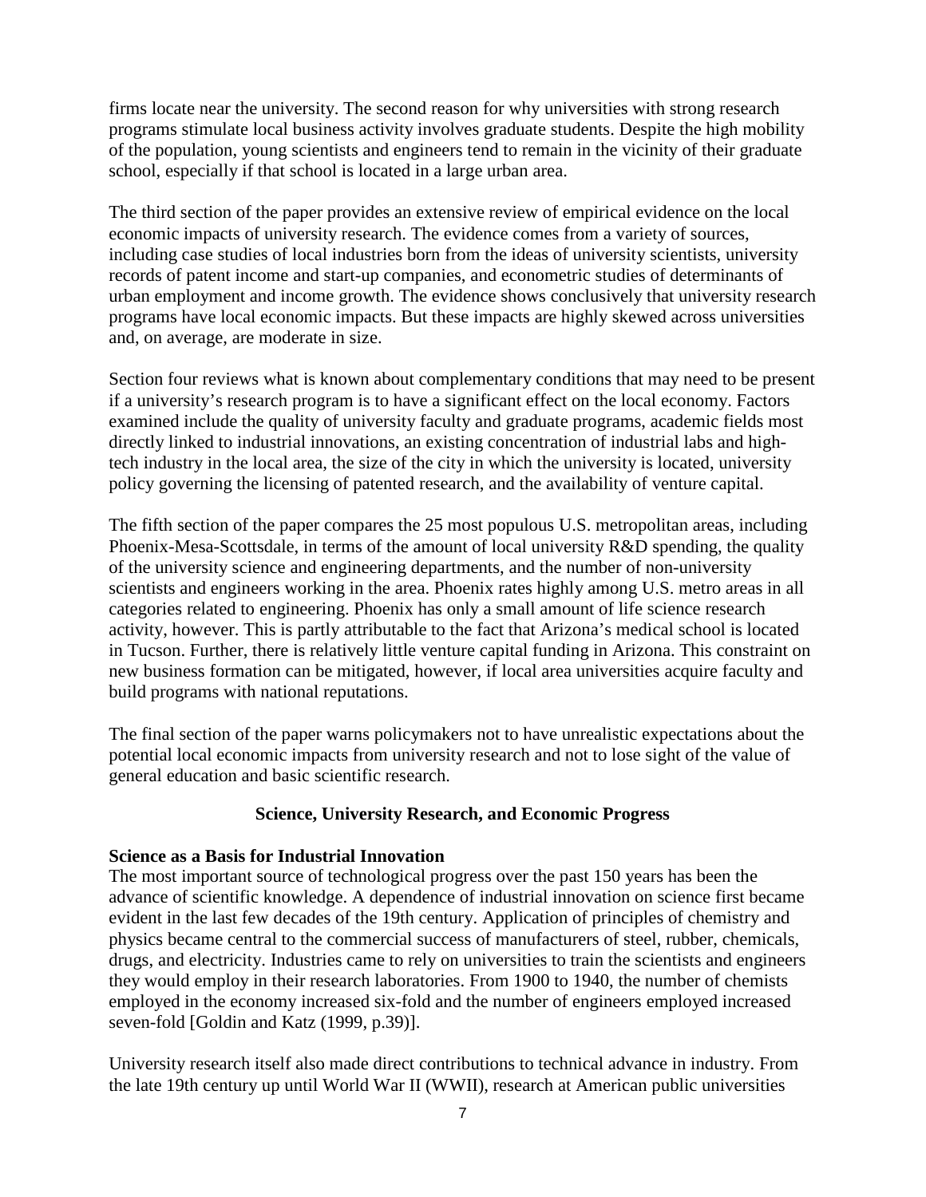firms locate near the university. The second reason for why universities with strong research programs stimulate local business activity involves graduate students. Despite the high mobility of the population, young scientists and engineers tend to remain in the vicinity of their graduate school, especially if that school is located in a large urban area.

The third section of the paper provides an extensive review of empirical evidence on the local economic impacts of university research. The evidence comes from a variety of sources, including case studies of local industries born from the ideas of university scientists, university records of patent income and start-up companies, and econometric studies of determinants of urban employment and income growth. The evidence shows conclusively that university research programs have local economic impacts. But these impacts are highly skewed across universities and, on average, are moderate in size.

Section four reviews what is known about complementary conditions that may need to be present if a university's research program is to have a significant effect on the local economy. Factors examined include the quality of university faculty and graduate programs, academic fields most directly linked to industrial innovations, an existing concentration of industrial labs and high-tech industry in the local area, the size of the city in which the university is located, university policy governing the licensing of patented research, and the availability of venture capital.

The fifth section of the paper compares the 25 most populous U.S. metropolitan areas, including Phoenix-Mesa-Scottsdale, in terms of the amount of local university R&D spending, the quality of the university science and engineering departments, and the number of non-university scientists and engineers working in the area. Phoenix rates highly among U.S. metro areas in all categories related to engineering. Phoenix has only a small amount of life science research activity, however. This is partly attributable to the fact that Arizona's medical school is located in Tucson. Further, there is relatively little venture capital funding in Arizona. This constraint on new business formation can be mitigated, however, if local area universities acquire faculty and build programs with national reputations.

The final section of the paper warns policymakers not to have unrealistic expectations about the potential local economic impacts from university research and not to lose sight of the value of general education and basic scientific research.

## Science, University Research, and Economic Progress

### Science as a Basis for Industrial Innovation

The most important source of technological progress over the past 150 years has been the advance of scientific knowledge. A dependence of industrial innovation on science first became evident in the last few decades of the 19th century. Application of principles of chemistry and physics became central to the commercial success of manufacturers of steel, rubber, chemicals, drugs, and electricity. Industries came to rely on universities to train the scientists and engineers they would employ in their research laboratories. From 1900 to 1940, the number of chemists employed in the economy increased six-fold and the number of engineers employed increased seven-fold [Goldin and Katz (1999, p.39)].

University research itself also made direct contributions to technical advance in industry. From the late 19th century up until World War II (WWII), research at American public universities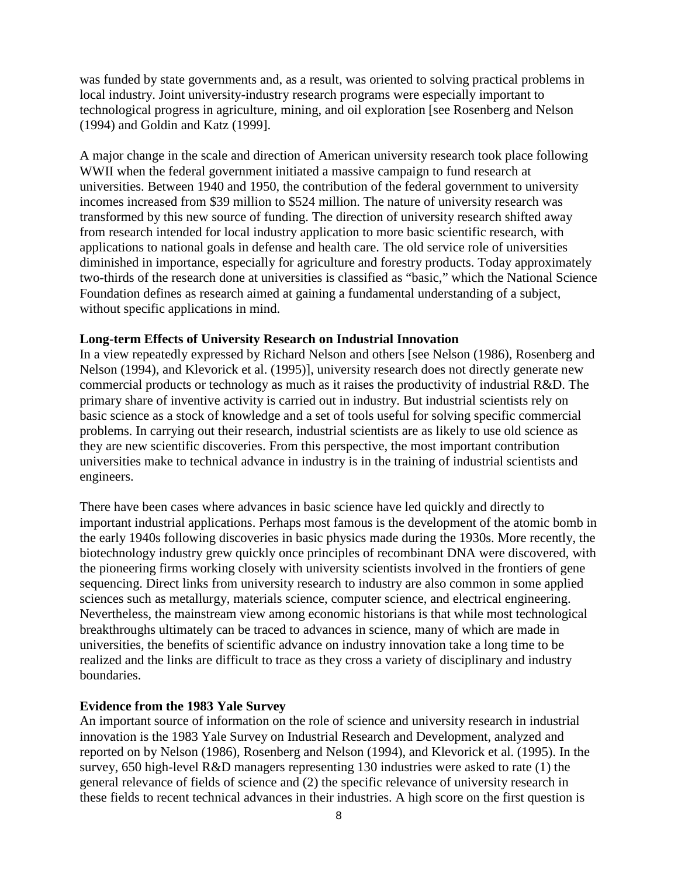was funded by state governments and, as a result, was oriented to solving practical problems in local industry. Joint university-industry research programs were especially important to technological progress in agriculture, mining, and oil exploration [see Rosenberg and Nelson (1994) and Goldin and Katz (1999].

A major change in the scale and direction of American university research took place following WWII when the federal government initiated a massive campaign to fund research at universities. Between 1940 and 1950, the contribution of the federal government to university incomes increased from $39 million to $524 million. The nature of university research was transformed by this new source of funding. The direction of university research shifted away from research intended for local industry application to more basic scientific research, with applications to national goals in defense and health care. The old service role of universities diminished in importance, especially for agriculture and forestry products. Today approximately two-thirds of the research done at universities is classified as "basic," which the National Science Foundation defines as research aimed at gaining a fundamental understanding of a subject, without specific applications in mind.

**Long-term Effects of University Research on Industrial Innovation**

In a view repeatedly expressed by Richard Nelson and others [see Nelson (1986), Rosenberg and Nelson (1994), and Klevorick et al. (1995)], university research does not directly generate new commercial products or technology as much as it raises the productivity of industrial R&D. The primary share of inventive activity is carried out in industry. But industrial scientists rely on basic science as a stock of knowledge and a set of tools useful for solving specific commercial problems. In carrying out their research, industrial scientists are as likely to use old science as they are new scientific discoveries. From this perspective, the most important contribution universities make to technical advance in industry is in the training of industrial scientists and engineers.

There have been cases where advances in basic science have led quickly and directly to important industrial applications. Perhaps most famous is the development of the atomic bomb in the early 1940s following discoveries in basic physics made during the 1930s. More recently, the biotechnology industry grew quickly once principles of recombinant DNA were discovered, with the pioneering firms working closely with university scientists involved in the frontiers of gene sequencing. Direct links from university research to industry are also common in some applied sciences such as metallurgy, materials science, computer science, and electrical engineering. Nevertheless, the mainstream view among economic historians is that while most technological breakthroughs ultimately can be traced to advances in science, many of which are made in universities, the benefits of scientific advance on industry innovation take a long time to be realized and the links are difficult to trace as they cross a variety of disciplinary and industry boundaries.

**Evidence from the 1983 Yale Survey**

An important source of information on the role of science and university research in industrial innovation is the 1983 Yale Survey on Industrial Research and Development, analyzed and reported on by Nelson (1986), Rosenberg and Nelson (1994), and Klevorick et al. (1995). In the survey, 650 high-level R&D managers representing 130 industries were asked to rate (1) the general relevance of fields of science and (2) the specific relevance of university research in these fields to recent technical advances in their industries. A high score on the first question is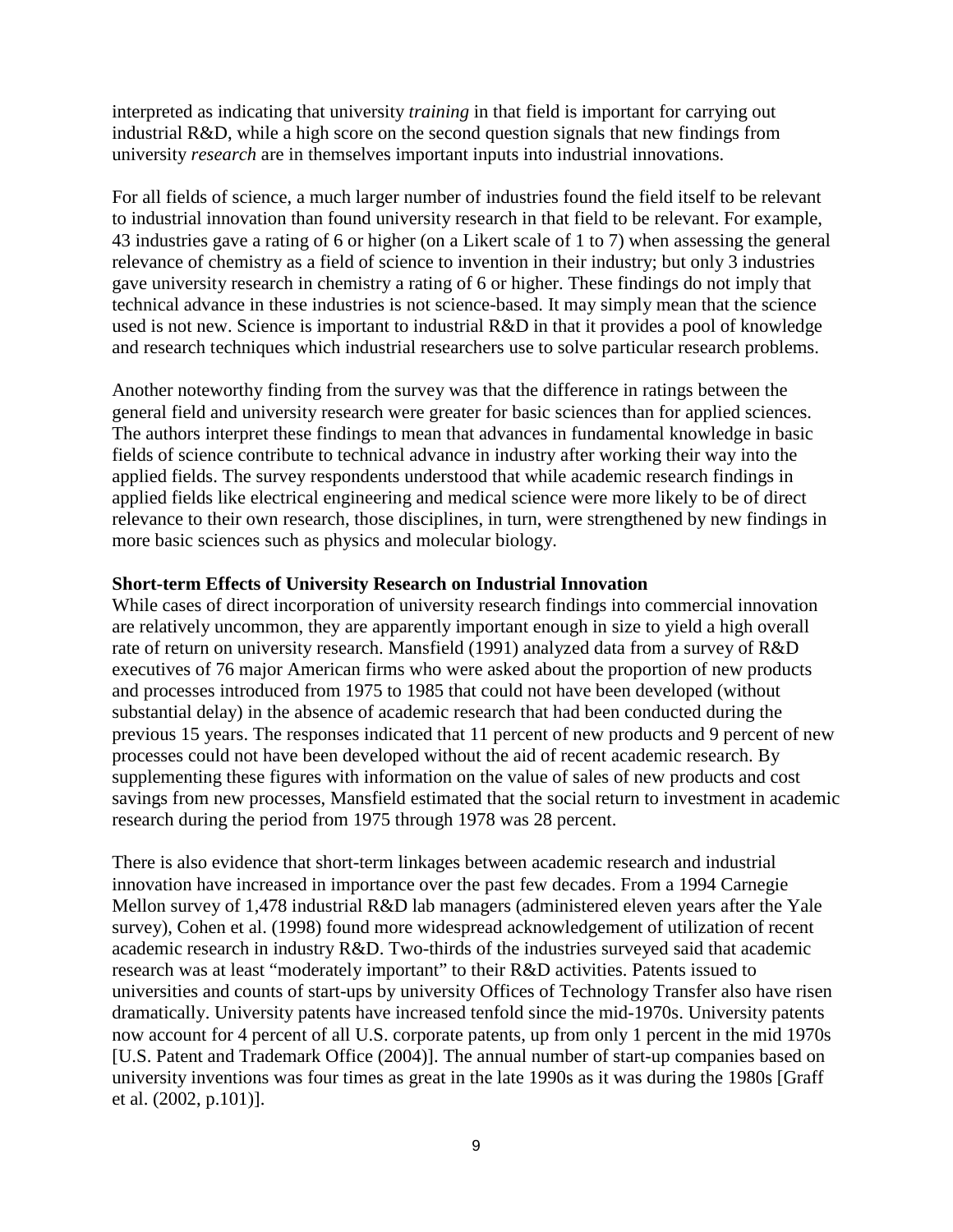interpreted as indicating that university *training* in that field is important for carrying out industrial R&D, while a high score on the second question signals that new findings from university *research* are in themselves important inputs into industrial innovations.

For all fields of science, a much larger number of industries found the field itself to be relevant to industrial innovation than found university research in that field to be relevant. For example, 43 industries gave a rating of 6 or higher (on a Likert scale of 1 to 7) when assessing the general relevance of chemistry as a field of science to invention in their industry; but only 3 industries gave university research in chemistry a rating of 6 or higher. These findings do not imply that technical advance in these industries is not science-based. It may simply mean that the science used is not new. Science is important to industrial R&D in that it provides a pool of knowledge and research techniques which industrial researchers use to solve particular research problems.

Another noteworthy finding from the survey was that the difference in ratings between the general field and university research were greater for basic sciences than for applied sciences. The authors interpret these findings to mean that advances in fundamental knowledge in basic fields of science contribute to technical advance in industry after working their way into the applied fields. The survey respondents understood that while academic research findings in applied fields like electrical engineering and medical science were more likely to be of direct relevance to their own research, those disciplines, in turn, were strengthened by new findings in more basic sciences such as physics and molecular biology.

**Short-term Effects of University Research on Industrial Innovation**

While cases of direct incorporation of university research findings into commercial innovation are relatively uncommon, they are apparently important enough in size to yield a high overall rate of return on university research. Mansfield (1991) analyzed data from a survey of R&D executives of 76 major American firms who were asked about the proportion of new products and processes introduced from 1975 to 1985 that could not have been developed (without substantial delay) in the absence of academic research that had been conducted during the previous 15 years. The responses indicated that 11 percent of new products and 9 percent of new processes could not have been developed without the aid of recent academic research. By supplementing these figures with information on the value of sales of new products and cost savings from new processes, Mansfield estimated that the social return to investment in academic research during the period from 1975 through 1978 was 28 percent.

There is also evidence that short-term linkages between academic research and industrial innovation have increased in importance over the past few decades. From a 1994 Carnegie Mellon survey of 1,478 industrial R&D lab managers (administered eleven years after the Yale survey), Cohen et al. (1998) found more widespread acknowledgement of utilization of recent academic research in industry R&D. Two-thirds of the industries surveyed said that academic research was at least "moderately important" to their R&D activities. Patents issued to universities and counts of start-ups by university Offices of Technology Transfer also have risen dramatically. University patents have increased tenfold since the mid-1970s. University patents now account for 4 percent of all U.S. corporate patents, up from only 1 percent in the mid 1970s [U.S. Patent and Trademark Office (2004)]. The annual number of start-up companies based on university inventions was four times as great in the late 1990s as it was during the 1980s [Graff et al. (2002, p.101)].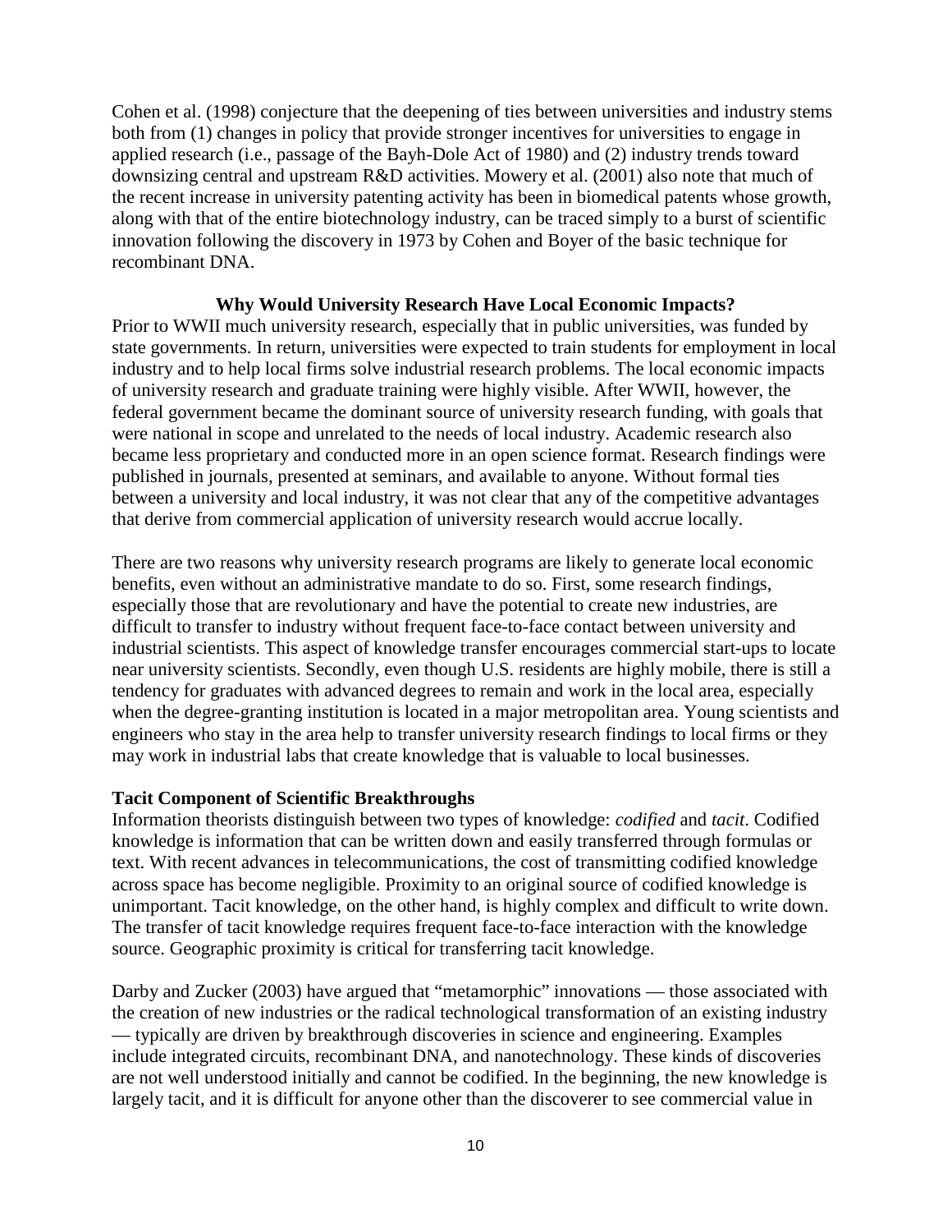Cohen et al. (1998) conjecture that the deepening of ties between universities and industry stems both from (1) changes in policy that provide stronger incentives for universities to engage in applied research (i.e., passage of the Bayh-Dole Act of 1980) and (2) industry trends toward downsizing central and upstream R&D activities. Mowery et al. (2001) also note that much of the recent increase in university patenting activity has been in biomedical patents whose growth, along with that of the entire biotechnology industry, can be traced simply to a burst of scientific innovation following the discovery in 1973 by Cohen and Boyer of the basic technique for recombinant DNA.

## Why Would University Research Have Local Economic Impacts?

Prior to WWII much university research, especially that in public universities, was funded by state governments. In return, universities were expected to train students for employment in local industry and to help local firms solve industrial research problems. The local economic impacts of university research and graduate training were highly visible. After WWII, however, the federal government became the dominant source of university research funding, with goals that were national in scope and unrelated to the needs of local industry. Academic research also became less proprietary and conducted more in an open science format. Research findings were published in journals, presented at seminars, and available to anyone. Without formal ties between a university and local industry, it was not clear that any of the competitive advantages that derive from commercial application of university research would accrue locally.

There are two reasons why university research programs are likely to generate local economic benefits, even without an administrative mandate to do so. First, some research findings, especially those that are revolutionary and have the potential to create new industries, are difficult to transfer to industry without frequent face-to-face contact between university and industrial scientists. This aspect of knowledge transfer encourages commercial start-ups to locate near university scientists. Secondly, even though U.S. residents are highly mobile, there is still a tendency for graduates with advanced degrees to remain and work in the local area, especially when the degree-granting institution is located in a major metropolitan area. Young scientists and engineers who stay in the area help to transfer university research findings to local firms or they may work in industrial labs that create knowledge that is valuable to local businesses.

### Tacit Component of Scientific Breakthroughs

Information theorists distinguish between two types of knowledge: *codified* and *tacit*. Codified knowledge is information that can be written down and easily transferred through formulas or text. With recent advances in telecommunications, the cost of transmitting codified knowledge across space has become negligible. Proximity to an original source of codified knowledge is unimportant. Tacit knowledge, on the other hand, is highly complex and difficult to write down. The transfer of tacit knowledge requires frequent face-to-face interaction with the knowledge source. Geographic proximity is critical for transferring tacit knowledge.

Darby and Zucker (2003) have argued that "metamorphic" innovations — those associated with the creation of new industries or the radical technological transformation of an existing industry — typically are driven by breakthrough discoveries in science and engineering. Examples include integrated circuits, recombinant DNA, and nanotechnology. These kinds of discoveries are not well understood initially and cannot be codified. In the beginning, the new knowledge is largely tacit, and it is difficult for anyone other than the discoverer to see commercial value in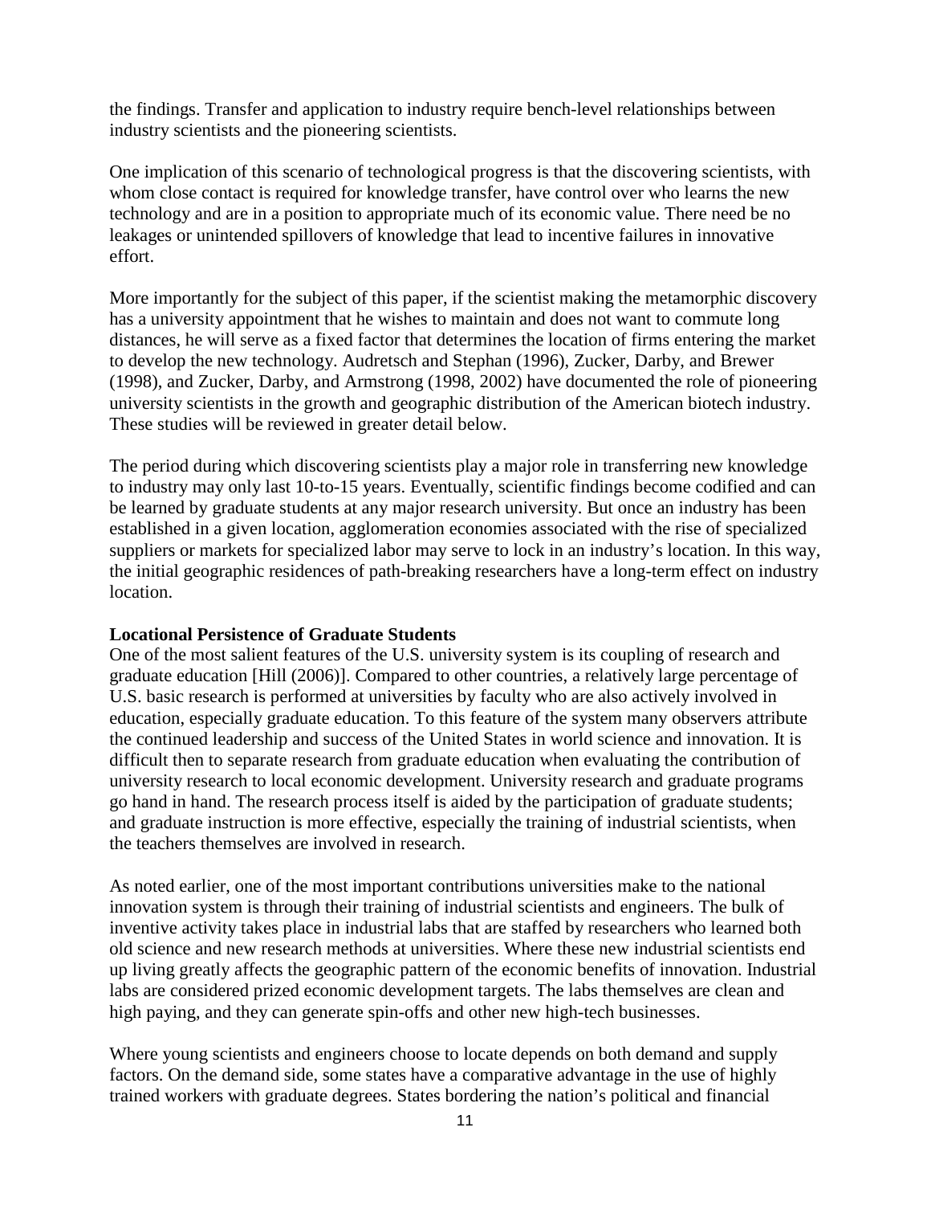the findings. Transfer and application to industry require bench-level relationships between industry scientists and the pioneering scientists.

One implication of this scenario of technological progress is that the discovering scientists, with whom close contact is required for knowledge transfer, have control over who learns the new technology and are in a position to appropriate much of its economic value. There need be no leakages or unintended spillovers of knowledge that lead to incentive failures in innovative effort.

More importantly for the subject of this paper, if the scientist making the metamorphic discovery has a university appointment that he wishes to maintain and does not want to commute long distances, he will serve as a fixed factor that determines the location of firms entering the market to develop the new technology. Audretsch and Stephan (1996), Zucker, Darby, and Brewer (1998), and Zucker, Darby, and Armstrong (1998, 2002) have documented the role of pioneering university scientists in the growth and geographic distribution of the American biotech industry. These studies will be reviewed in greater detail below.

The period during which discovering scientists play a major role in transferring new knowledge to industry may only last 10-to-15 years. Eventually, scientific findings become codified and can be learned by graduate students at any major research university. But once an industry has been established in a given location, agglomeration economies associated with the rise of specialized suppliers or markets for specialized labor may serve to lock in an industry's location. In this way, the initial geographic residences of path-breaking researchers have a long-term effect on industry location.

**Locational Persistence of Graduate Students**

One of the most salient features of the U.S. university system is its coupling of research and graduate education [Hill (2006)]. Compared to other countries, a relatively large percentage of U.S. basic research is performed at universities by faculty who are also actively involved in education, especially graduate education. To this feature of the system many observers attribute the continued leadership and success of the United States in world science and innovation. It is difficult then to separate research from graduate education when evaluating the contribution of university research to local economic development. University research and graduate programs go hand in hand. The research process itself is aided by the participation of graduate students; and graduate instruction is more effective, especially the training of industrial scientists, when the teachers themselves are involved in research.

As noted earlier, one of the most important contributions universities make to the national innovation system is through their training of industrial scientists and engineers. The bulk of inventive activity takes place in industrial labs that are staffed by researchers who learned both old science and new research methods at universities. Where these new industrial scientists end up living greatly affects the geographic pattern of the economic benefits of innovation. Industrial labs are considered prized economic development targets. The labs themselves are clean and high paying, and they can generate spin-offs and other new high-tech businesses.

Where young scientists and engineers choose to locate depends on both demand and supply factors. On the demand side, some states have a comparative advantage in the use of highly trained workers with graduate degrees. States bordering the nation's political and financial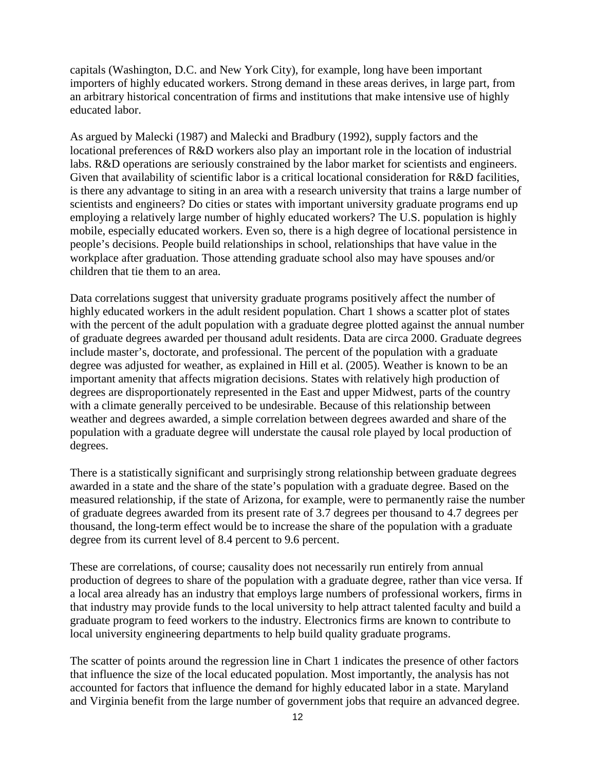capitals (Washington, D.C. and New York City), for example, long have been important importers of highly educated workers. Strong demand in these areas derives, in large part, from an arbitrary historical concentration of firms and institutions that make intensive use of highly educated labor.

As argued by Malecki (1987) and Malecki and Bradbury (1992), supply factors and the locational preferences of R&D workers also play an important role in the location of industrial labs. R&D operations are seriously constrained by the labor market for scientists and engineers. Given that availability of scientific labor is a critical locational consideration for R&D facilities, is there any advantage to siting in an area with a research university that trains a large number of scientists and engineers? Do cities or states with important university graduate programs end up employing a relatively large number of highly educated workers? The U.S. population is highly mobile, especially educated workers. Even so, there is a high degree of locational persistence in people's decisions. People build relationships in school, relationships that have value in the workplace after graduation. Those attending graduate school also may have spouses and/or children that tie them to an area.

Data correlations suggest that university graduate programs positively affect the number of highly educated workers in the adult resident population. Chart 1 shows a scatter plot of states with the percent of the adult population with a graduate degree plotted against the annual number of graduate degrees awarded per thousand adult residents. Data are circa 2000. Graduate degrees include master's, doctorate, and professional. The percent of the population with a graduate degree was adjusted for weather, as explained in Hill et al. (2005). Weather is known to be an important amenity that affects migration decisions. States with relatively high production of degrees are disproportionately represented in the East and upper Midwest, parts of the country with a climate generally perceived to be undesirable. Because of this relationship between weather and degrees awarded, a simple correlation between degrees awarded and share of the population with a graduate degree will understate the causal role played by local production of degrees.

There is a statistically significant and surprisingly strong relationship between graduate degrees awarded in a state and the share of the state's population with a graduate degree. Based on the measured relationship, if the state of Arizona, for example, were to permanently raise the number of graduate degrees awarded from its present rate of 3.7 degrees per thousand to 4.7 degrees per thousand, the long-term effect would be to increase the share of the population with a graduate degree from its current level of 8.4 percent to 9.6 percent.

These are correlations, of course; causality does not necessarily run entirely from annual production of degrees to share of the population with a graduate degree, rather than vice versa. If a local area already has an industry that employs large numbers of professional workers, firms in that industry may provide funds to the local university to help attract talented faculty and build a graduate program to feed workers to the industry. Electronics firms are known to contribute to local university engineering departments to help build quality graduate programs.

The scatter of points around the regression line in Chart 1 indicates the presence of other factors that influence the size of the local educated population. Most importantly, the analysis has not accounted for factors that influence the demand for highly educated labor in a state. Maryland and Virginia benefit from the large number of government jobs that require an advanced degree.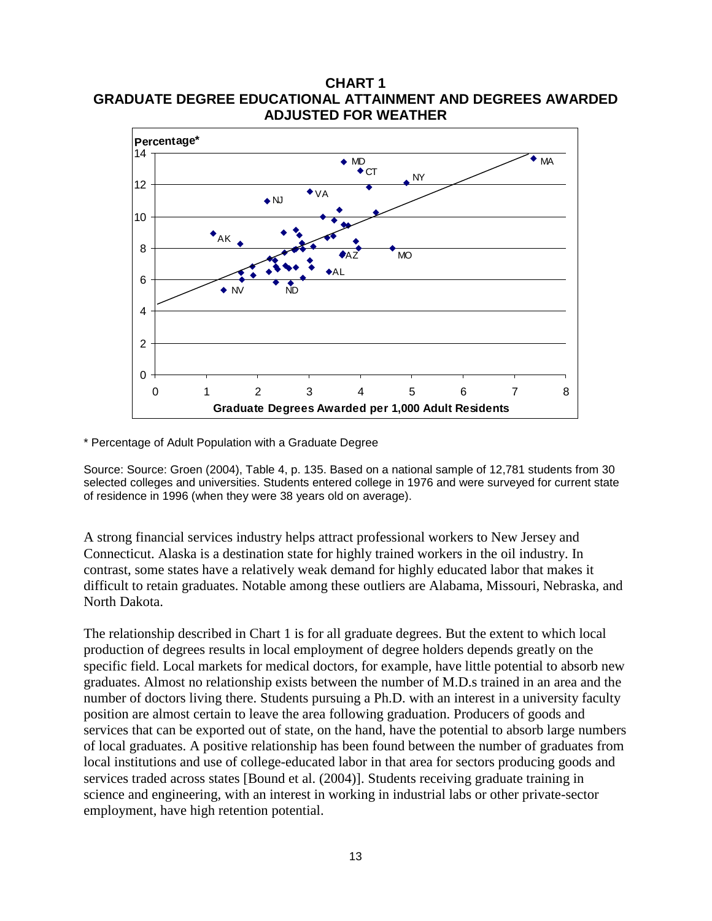**CHART 1**
**GRADUATE DEGREE EDUCATIONAL ATTAINMENT AND DEGREES AWARDED ADJUSTED FOR WEATHER**

\* Percentage of Adult Population with a Graduate Degree

Source: Source: Groen (2004), Table 4, p. 135. Based on a national sample of 12,781 students from 30 selected colleges and universities. Students entered college in 1976 and were surveyed for current state of residence in 1996 (when they were 38 years old on average).

A strong financial services industry helps attract professional workers to New Jersey and Connecticut. Alaska is a destination state for highly trained workers in the oil industry. In contrast, some states have a relatively weak demand for highly educated labor that makes it difficult to retain graduates. Notable among these outliers are Alabama, Missouri, Nebraska, and North Dakota.

The relationship described in Chart 1 is for all graduate degrees. But the extent to which local production of degrees results in local employment of degree holders depends greatly on the specific field. Local markets for medical doctors, for example, have little potential to absorb new graduates. Almost no relationship exists between the number of M.D.s trained in an area and the number of doctors living there. Students pursuing a Ph.D. with an interest in a university faculty position are almost certain to leave the area following graduation. Producers of goods and services that can be exported out of state, on the hand, have the potential to absorb large numbers of local graduates. A positive relationship has been found between the number of graduates from local institutions and use of college-educated labor in that area for sectors producing goods and services traded across states [Bound et al. (2004)]. Students receiving graduate training in science and engineering, with an interest in working in industrial labs or other private-sector employment, have high retention potential.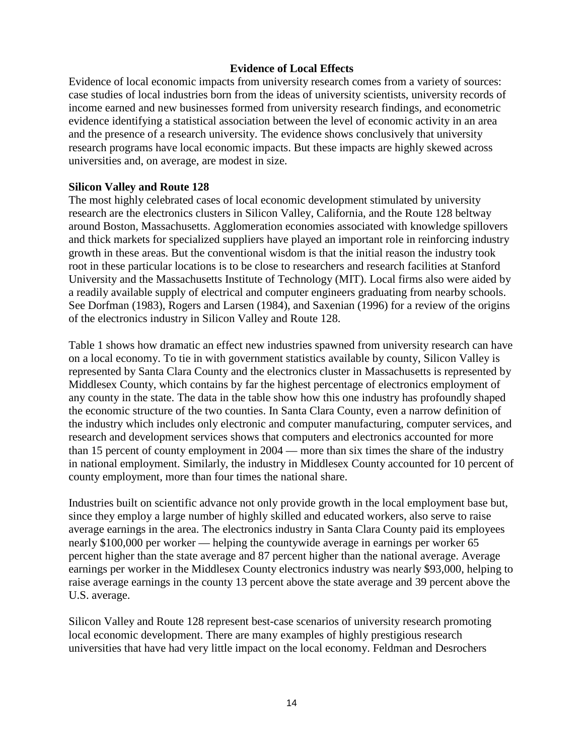## Evidence of Local Effects

Evidence of local economic impacts from university research comes from a variety of sources: case studies of local industries born from the ideas of university scientists, university records of income earned and new businesses formed from university research findings, and econometric evidence identifying a statistical association between the level of economic activity in an area and the presence of a research university. The evidence shows conclusively that university research programs have local economic impacts. But these impacts are highly skewed across universities and, on average, are modest in size.

### Silicon Valley and Route 128

The most highly celebrated cases of local economic development stimulated by university research are the electronics clusters in Silicon Valley, California, and the Route 128 beltway around Boston, Massachusetts. Agglomeration economies associated with knowledge spillovers and thick markets for specialized suppliers have played an important role in reinforcing industry growth in these areas. But the conventional wisdom is that the initial reason the industry took root in these particular locations is to be close to researchers and research facilities at Stanford University and the Massachusetts Institute of Technology (MIT). Local firms also were aided by a readily available supply of electrical and computer engineers graduating from nearby schools. See Dorfman (1983), Rogers and Larsen (1984), and Saxenian (1996) for a review of the origins of the electronics industry in Silicon Valley and Route 128.

Table 1 shows how dramatic an effect new industries spawned from university research can have on a local economy. To tie in with government statistics available by county, Silicon Valley is represented by Santa Clara County and the electronics cluster in Massachusetts is represented by Middlesex County, which contains by far the highest percentage of electronics employment of any county in the state. The data in the table show how this one industry has profoundly shaped the economic structure of the two counties. In Santa Clara County, even a narrow definition of the industry which includes only electronic and computer manufacturing, computer services, and research and development services shows that computers and electronics accounted for more than 15 percent of county employment in 2004 — more than six times the share of the industry in national employment. Similarly, the industry in Middlesex County accounted for 10 percent of county employment, more than four times the national share.

Industries built on scientific advance not only provide growth in the local employment base but, since they employ a large number of highly skilled and educated workers, also serve to raise average earnings in the area. The electronics industry in Santa Clara County paid its employees nearly \$100,000 per worker — helping the countywide average in earnings per worker 65 percent higher than the state average and 87 percent higher than the national average. Average earnings per worker in the Middlesex County electronics industry was nearly \$93,000, helping to raise average earnings in the county 13 percent above the state average and 39 percent above the U.S. average.

Silicon Valley and Route 128 represent best-case scenarios of university research promoting local economic development. There are many examples of highly prestigious research universities that have had very little impact on the local economy. Feldman and Desrochers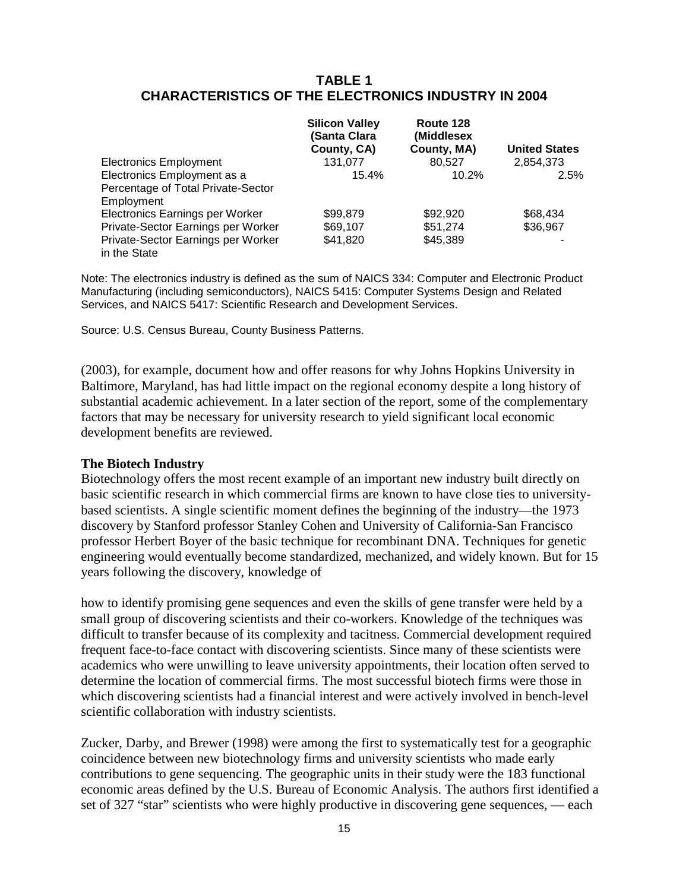**TABLE 1**
**CHARACTERISTICS OF THE ELECTRONICS INDUSTRY IN 2004**

| | Silicon Valley (Santa Clara County, CA) | Route 128 (Middlesex County, MA) | United States |
|---|---|---|---|
| Electronics Employment | 131,077 | 80,527 | 2,854,373 |
| Electronics Employment as a Percentage of Total Private-Sector Employment | 15.4% | 10.2% | 2.5% |
| Electronics Earnings per Worker | $99,879 | $92,920 | $68,434 |
| Private-Sector Earnings per Worker | $69,107 | $51,274 | $36,967 |
| Private-Sector Earnings per Worker in the State | $41,820 | $45,389 | - |

Note: The electronics industry is defined as the sum of NAICS 334: Computer and Electronic Product Manufacturing (including semiconductors), NAICS 5415: Computer Systems Design and Related Services, and NAICS 5417: Scientific Research and Development Services.

Source: U.S. Census Bureau, County Business Patterns.

(2003), for example, document how and offer reasons for why Johns Hopkins University in Baltimore, Maryland, has had little impact on the regional economy despite a long history of substantial academic achievement. In a later section of the report, some of the complementary factors that may be necessary for university research to yield significant local economic development benefits are reviewed.

**The Biotech Industry**

Biotechnology offers the most recent example of an important new industry built directly on basic scientific research in which commercial firms are known to have close ties to university-based scientists. A single scientific moment defines the beginning of the industry—the 1973 discovery by Stanford professor Stanley Cohen and University of California-San Francisco professor Herbert Boyer of the basic technique for recombinant DNA. Techniques for genetic engineering would eventually become standardized, mechanized, and widely known. But for 15 years following the discovery, knowledge of how to identify promising gene sequences and even the skills of gene transfer were held by a small group of discovering scientists and their co-workers. Knowledge of the techniques was difficult to transfer because of its complexity and tacitness. Commercial development required frequent face-to-face contact with discovering scientists. Since many of these scientists were academics who were unwilling to leave university appointments, their location often served to determine the location of commercial firms. The most successful biotech firms were those in which discovering scientists had a financial interest and were actively involved in bench-level scientific collaboration with industry scientists.

Zucker, Darby, and Brewer (1998) were among the first to systematically test for a geographic coincidence between new biotechnology firms and university scientists who made early contributions to gene sequencing. The geographic units in their study were the 183 functional economic areas defined by the U.S. Bureau of Economic Analysis. The authors first identified a set of 327 "star" scientists who were highly productive in discovering gene sequences, — each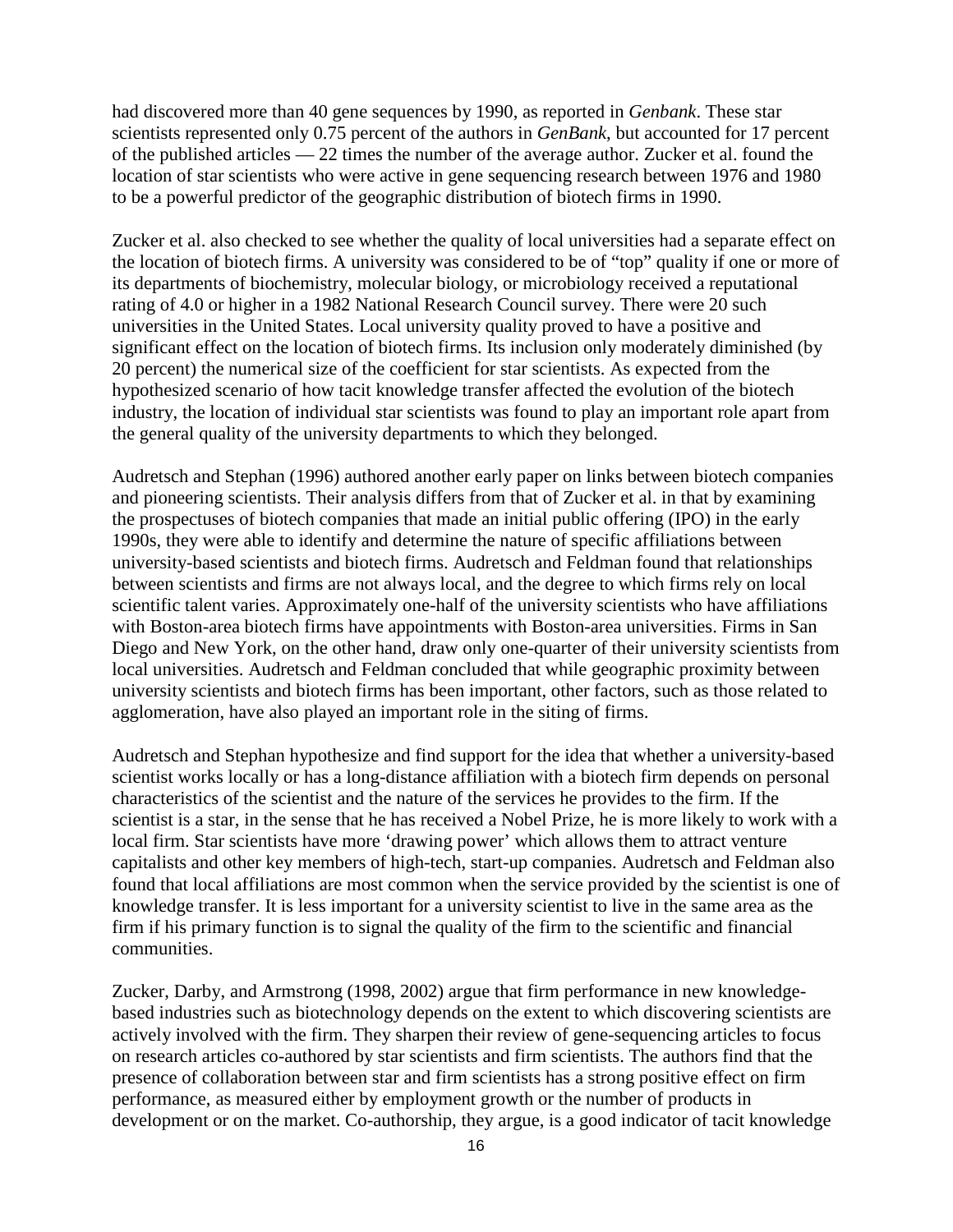had discovered more than 40 gene sequences by 1990, as reported in *Genbank*. These star scientists represented only 0.75 percent of the authors in *GenBank*, but accounted for 17 percent of the published articles — 22 times the number of the average author. Zucker et al. found the location of star scientists who were active in gene sequencing research between 1976 and 1980 to be a powerful predictor of the geographic distribution of biotech firms in 1990.

Zucker et al. also checked to see whether the quality of local universities had a separate effect on the location of biotech firms. A university was considered to be of "top" quality if one or more of its departments of biochemistry, molecular biology, or microbiology received a reputational rating of 4.0 or higher in a 1982 National Research Council survey. There were 20 such universities in the United States. Local university quality proved to have a positive and significant effect on the location of biotech firms. Its inclusion only moderately diminished (by 20 percent) the numerical size of the coefficient for star scientists. As expected from the hypothesized scenario of how tacit knowledge transfer affected the evolution of the biotech industry, the location of individual star scientists was found to play an important role apart from the general quality of the university departments to which they belonged.

Audretsch and Stephan (1996) authored another early paper on links between biotech companies and pioneering scientists. Their analysis differs from that of Zucker et al. in that by examining the prospectuses of biotech companies that made an initial public offering (IPO) in the early 1990s, they were able to identify and determine the nature of specific affiliations between university-based scientists and biotech firms. Audretsch and Feldman found that relationships between scientists and firms are not always local, and the degree to which firms rely on local scientific talent varies. Approximately one-half of the university scientists who have affiliations with Boston-area biotech firms have appointments with Boston-area universities. Firms in San Diego and New York, on the other hand, draw only one-quarter of their university scientists from local universities. Audretsch and Feldman concluded that while geographic proximity between university scientists and biotech firms has been important, other factors, such as those related to agglomeration, have also played an important role in the siting of firms.

Audretsch and Stephan hypothesize and find support for the idea that whether a university-based scientist works locally or has a long-distance affiliation with a biotech firm depends on personal characteristics of the scientist and the nature of the services he provides to the firm. If the scientist is a star, in the sense that he has received a Nobel Prize, he is more likely to work with a local firm. Star scientists have more 'drawing power' which allows them to attract venture capitalists and other key members of high-tech, start-up companies. Audretsch and Feldman also found that local affiliations are most common when the service provided by the scientist is one of knowledge transfer. It is less important for a university scientist to live in the same area as the firm if his primary function is to signal the quality of the firm to the scientific and financial communities.

Zucker, Darby, and Armstrong (1998, 2002) argue that firm performance in new knowledge-based industries such as biotechnology depends on the extent to which discovering scientists are actively involved with the firm. They sharpen their review of gene-sequencing articles to focus on research articles co-authored by star scientists and firm scientists. The authors find that the presence of collaboration between star and firm scientists has a strong positive effect on firm performance, as measured either by employment growth or the number of products in development or on the market. Co-authorship, they argue, is a good indicator of tacit knowledge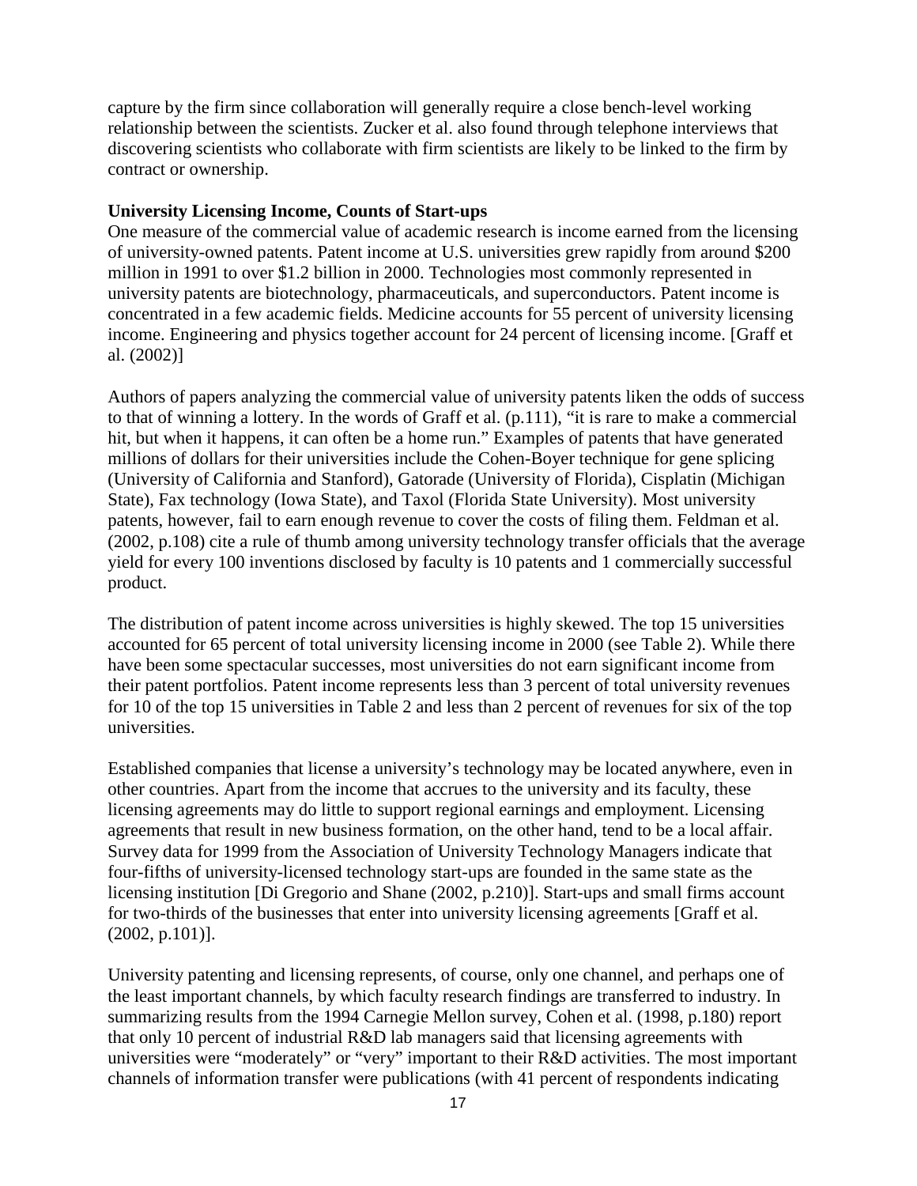capture by the firm since collaboration will generally require a close bench-level working relationship between the scientists. Zucker et al. also found through telephone interviews that discovering scientists who collaborate with firm scientists are likely to be linked to the firm by contract or ownership.

**University Licensing Income, Counts of Start-ups**

One measure of the commercial value of academic research is income earned from the licensing of university-owned patents. Patent income at U.S. universities grew rapidly from around $200 million in 1991 to over $1.2 billion in 2000. Technologies most commonly represented in university patents are biotechnology, pharmaceuticals, and superconductors. Patent income is concentrated in a few academic fields. Medicine accounts for 55 percent of university licensing income. Engineering and physics together account for 24 percent of licensing income. [Graff et al. (2002)]

Authors of papers analyzing the commercial value of university patents liken the odds of success to that of winning a lottery. In the words of Graff et al. (p.111), "it is rare to make a commercial hit, but when it happens, it can often be a home run." Examples of patents that have generated millions of dollars for their universities include the Cohen-Boyer technique for gene splicing (University of California and Stanford), Gatorade (University of Florida), Cisplatin (Michigan State), Fax technology (Iowa State), and Taxol (Florida State University). Most university patents, however, fail to earn enough revenue to cover the costs of filing them. Feldman et al. (2002, p.108) cite a rule of thumb among university technology transfer officials that the average yield for every 100 inventions disclosed by faculty is 10 patents and 1 commercially successful product.

The distribution of patent income across universities is highly skewed. The top 15 universities accounted for 65 percent of total university licensing income in 2000 (see Table 2). While there have been some spectacular successes, most universities do not earn significant income from their patent portfolios. Patent income represents less than 3 percent of total university revenues for 10 of the top 15 universities in Table 2 and less than 2 percent of revenues for six of the top universities.

Established companies that license a university's technology may be located anywhere, even in other countries. Apart from the income that accrues to the university and its faculty, these licensing agreements may do little to support regional earnings and employment. Licensing agreements that result in new business formation, on the other hand, tend to be a local affair. Survey data for 1999 from the Association of University Technology Managers indicate that four-fifths of university-licensed technology start-ups are founded in the same state as the licensing institution [Di Gregorio and Shane (2002, p.210)]. Start-ups and small firms account for two-thirds of the businesses that enter into university licensing agreements [Graff et al. (2002, p.101)].

University patenting and licensing represents, of course, only one channel, and perhaps one of the least important channels, by which faculty research findings are transferred to industry. In summarizing results from the 1994 Carnegie Mellon survey, Cohen et al. (1998, p.180) report that only 10 percent of industrial R&D lab managers said that licensing agreements with universities were "moderately" or "very" important to their R&D activities. The most important channels of information transfer were publications (with 41 percent of respondents indicating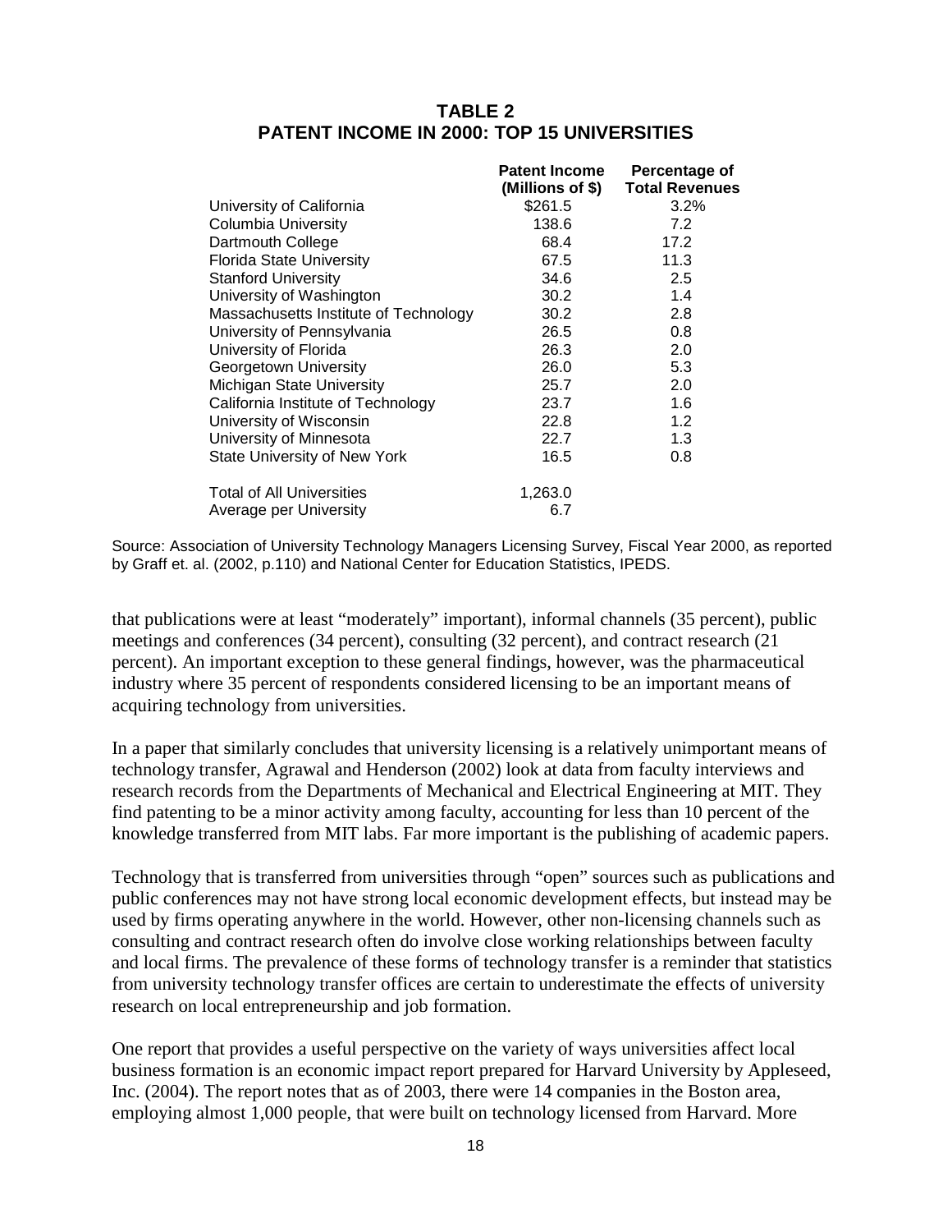### TABLE 2
### PATENT INCOME IN 2000: TOP 15 UNIVERSITIES

| | Patent Income (Millions of $) | Percentage of Total Revenues |
|---|---|---|
| University of California | $261.5 | 3.2% |
| Columbia University | 138.6 | 7.2 |
| Dartmouth College | 68.4 | 17.2 |
| Florida State University | 67.5 | 11.3 |
| Stanford University | 34.6 | 2.5 |
| University of Washington | 30.2 | 1.4 |
| Massachusetts Institute of Technology | 30.2 | 2.8 |
| University of Pennsylvania | 26.5 | 0.8 |
| University of Florida | 26.3 | 2.0 |
| Georgetown University | 26.0 | 5.3 |
| Michigan State University | 25.7 | 2.0 |
| California Institute of Technology | 23.7 | 1.6 |
| University of Wisconsin | 22.8 | 1.2 |
| University of Minnesota | 22.7 | 1.3 |
| State University of New York | 16.5 | 0.8 |
| Total of All Universities | 1,263.0 | |
| Average per University | 6.7 | |

Source: Association of University Technology Managers Licensing Survey, Fiscal Year 2000, as reported by Graff et. al. (2002, p.110) and National Center for Education Statistics, IPEDS.

that publications were at least "moderately" important), informal channels (35 percent), public meetings and conferences (34 percent), consulting (32 percent), and contract research (21 percent). An important exception to these general findings, however, was the pharmaceutical industry where 35 percent of respondents considered licensing to be an important means of acquiring technology from universities.

In a paper that similarly concludes that university licensing is a relatively unimportant means of technology transfer, Agrawal and Henderson (2002) look at data from faculty interviews and research records from the Departments of Mechanical and Electrical Engineering at MIT. They find patenting to be a minor activity among faculty, accounting for less than 10 percent of the knowledge transferred from MIT labs. Far more important is the publishing of academic papers.

Technology that is transferred from universities through "open" sources such as publications and public conferences may not have strong local economic development effects, but instead may be used by firms operating anywhere in the world. However, other non-licensing channels such as consulting and contract research often do involve close working relationships between faculty and local firms. The prevalence of these forms of technology transfer is a reminder that statistics from university technology transfer offices are certain to underestimate the effects of university research on local entrepreneurship and job formation.

One report that provides a useful perspective on the variety of ways universities affect local business formation is an economic impact report prepared for Harvard University by Appleseed, Inc. (2004). The report notes that as of 2003, there were 14 companies in the Boston area, employing almost 1,000 people, that were built on technology licensed from Harvard. More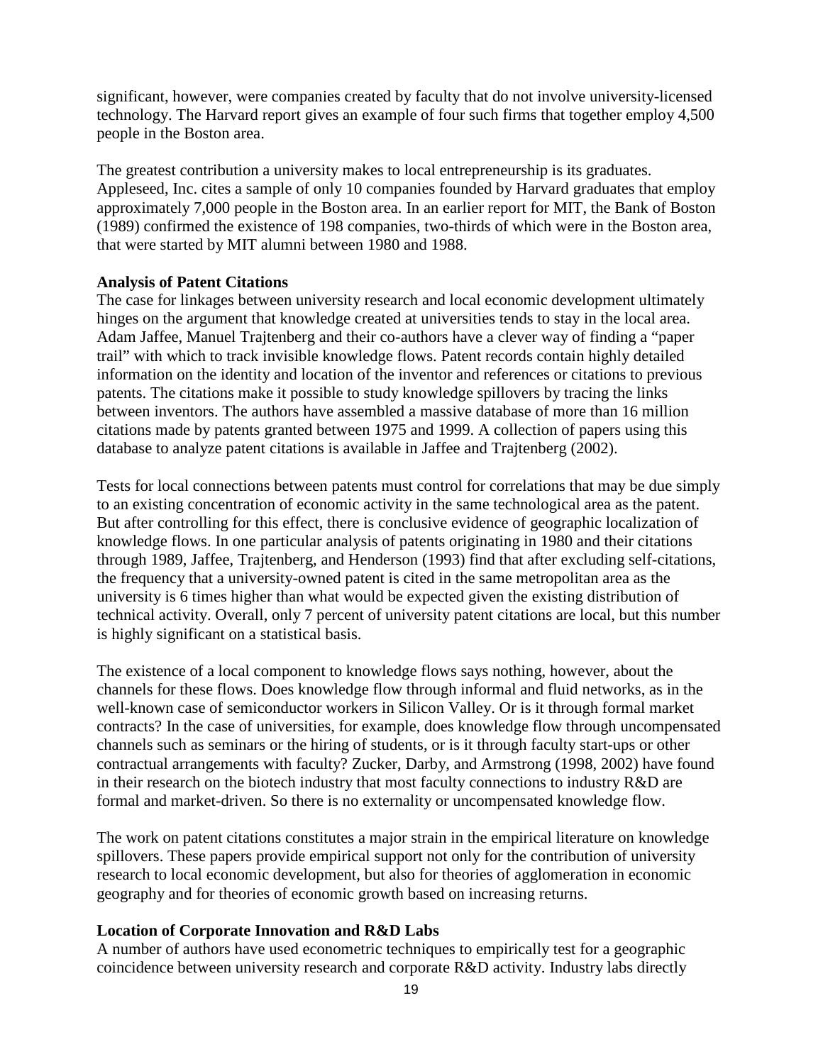significant, however, were companies created by faculty that do not involve university-licensed technology. The Harvard report gives an example of four such firms that together employ 4,500 people in the Boston area.

The greatest contribution a university makes to local entrepreneurship is its graduates. Appleseed, Inc. cites a sample of only 10 companies founded by Harvard graduates that employ approximately 7,000 people in the Boston area. In an earlier report for MIT, the Bank of Boston (1989) confirmed the existence of 198 companies, two-thirds of which were in the Boston area, that were started by MIT alumni between 1980 and 1988.

**Analysis of Patent Citations**

The case for linkages between university research and local economic development ultimately hinges on the argument that knowledge created at universities tends to stay in the local area. Adam Jaffee, Manuel Trajtenberg and their co-authors have a clever way of finding a "paper trail" with which to track invisible knowledge flows. Patent records contain highly detailed information on the identity and location of the inventor and references or citations to previous patents. The citations make it possible to study knowledge spillovers by tracing the links between inventors. The authors have assembled a massive database of more than 16 million citations made by patents granted between 1975 and 1999. A collection of papers using this database to analyze patent citations is available in Jaffee and Trajtenberg (2002).

Tests for local connections between patents must control for correlations that may be due simply to an existing concentration of economic activity in the same technological area as the patent. But after controlling for this effect, there is conclusive evidence of geographic localization of knowledge flows. In one particular analysis of patents originating in 1980 and their citations through 1989, Jaffee, Trajtenberg, and Henderson (1993) find that after excluding self-citations, the frequency that a university-owned patent is cited in the same metropolitan area as the university is 6 times higher than what would be expected given the existing distribution of technical activity. Overall, only 7 percent of university patent citations are local, but this number is highly significant on a statistical basis.

The existence of a local component to knowledge flows says nothing, however, about the channels for these flows. Does knowledge flow through informal and fluid networks, as in the well-known case of semiconductor workers in Silicon Valley. Or is it through formal market contracts? In the case of universities, for example, does knowledge flow through uncompensated channels such as seminars or the hiring of students, or is it through faculty start-ups or other contractual arrangements with faculty? Zucker, Darby, and Armstrong (1998, 2002) have found in their research on the biotech industry that most faculty connections to industry R&D are formal and market-driven. So there is no externality or uncompensated knowledge flow.

The work on patent citations constitutes a major strain in the empirical literature on knowledge spillovers. These papers provide empirical support not only for the contribution of university research to local economic development, but also for theories of agglomeration in economic geography and for theories of economic growth based on increasing returns.

**Location of Corporate Innovation and R&D Labs**

A number of authors have used econometric techniques to empirically test for a geographic coincidence between university research and corporate R&D activity. Industry labs directly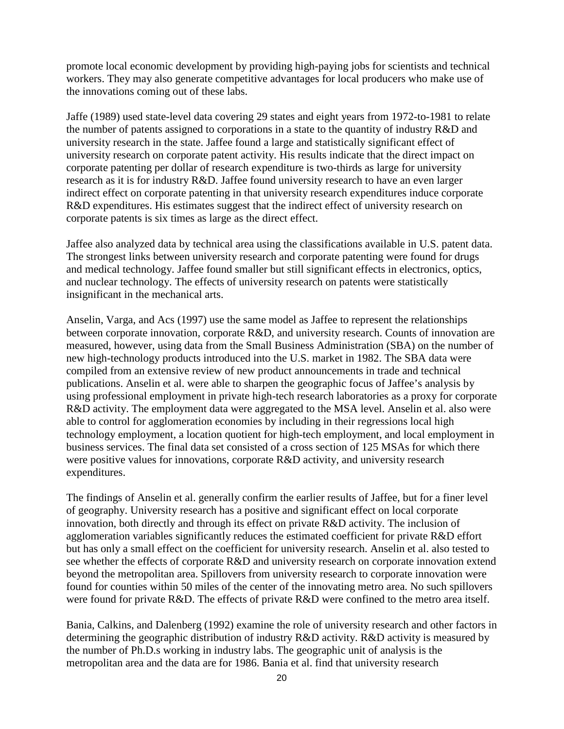promote local economic development by providing high-paying jobs for scientists and technical workers. They may also generate competitive advantages for local producers who make use of the innovations coming out of these labs.

Jaffe (1989) used state-level data covering 29 states and eight years from 1972-to-1981 to relate the number of patents assigned to corporations in a state to the quantity of industry R&D and university research in the state. Jaffee found a large and statistically significant effect of university research on corporate patent activity. His results indicate that the direct impact on corporate patenting per dollar of research expenditure is two-thirds as large for university research as it is for industry R&D. Jaffee found university research to have an even larger indirect effect on corporate patenting in that university research expenditures induce corporate R&D expenditures. His estimates suggest that the indirect effect of university research on corporate patents is six times as large as the direct effect.

Jaffee also analyzed data by technical area using the classifications available in U.S. patent data. The strongest links between university research and corporate patenting were found for drugs and medical technology. Jaffee found smaller but still significant effects in electronics, optics, and nuclear technology. The effects of university research on patents were statistically insignificant in the mechanical arts.

Anselin, Varga, and Acs (1997) use the same model as Jaffee to represent the relationships between corporate innovation, corporate R&D, and university research. Counts of innovation are measured, however, using data from the Small Business Administration (SBA) on the number of new high-technology products introduced into the U.S. market in 1982. The SBA data were compiled from an extensive review of new product announcements in trade and technical publications. Anselin et al. were able to sharpen the geographic focus of Jaffee's analysis by using professional employment in private high-tech research laboratories as a proxy for corporate R&D activity. The employment data were aggregated to the MSA level. Anselin et al. also were able to control for agglomeration economies by including in their regressions local high technology employment, a location quotient for high-tech employment, and local employment in business services. The final data set consisted of a cross section of 125 MSAs for which there were positive values for innovations, corporate R&D activity, and university research expenditures.

The findings of Anselin et al. generally confirm the earlier results of Jaffee, but for a finer level of geography. University research has a positive and significant effect on local corporate innovation, both directly and through its effect on private R&D activity. The inclusion of agglomeration variables significantly reduces the estimated coefficient for private R&D effort but has only a small effect on the coefficient for university research. Anselin et al. also tested to see whether the effects of corporate R&D and university research on corporate innovation extend beyond the metropolitan area. Spillovers from university research to corporate innovation were found for counties within 50 miles of the center of the innovating metro area. No such spillovers were found for private R&D. The effects of private R&D were confined to the metro area itself.

Bania, Calkins, and Dalenberg (1992) examine the role of university research and other factors in determining the geographic distribution of industry R&D activity. R&D activity is measured by the number of Ph.D.s working in industry labs. The geographic unit of analysis is the metropolitan area and the data are for 1986. Bania et al. find that university research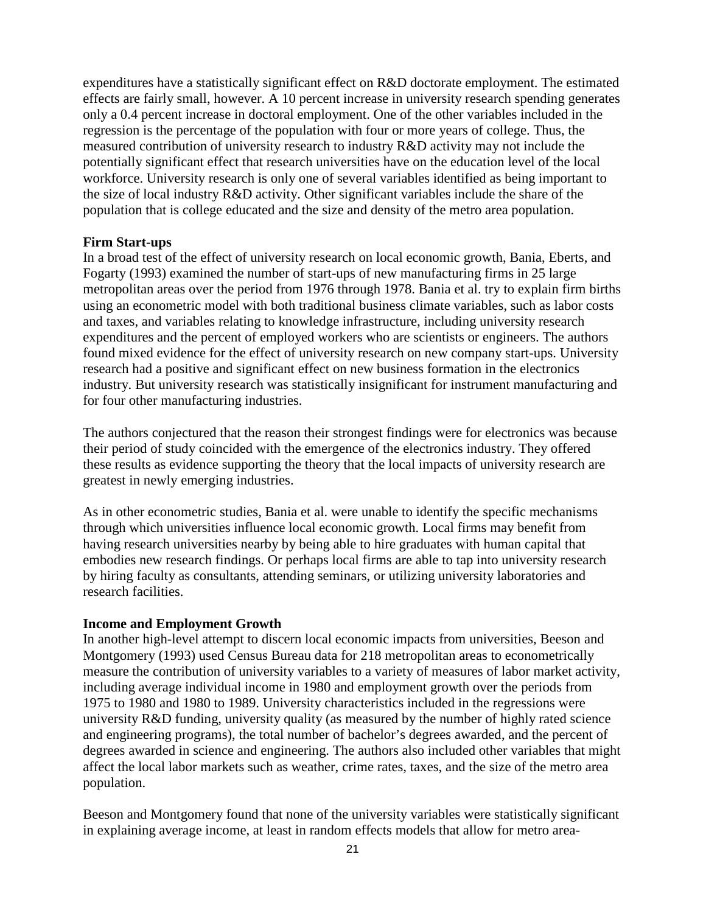expenditures have a statistically significant effect on R&D doctorate employment. The estimated effects are fairly small, however. A 10 percent increase in university research spending generates only a 0.4 percent increase in doctoral employment. One of the other variables included in the regression is the percentage of the population with four or more years of college. Thus, the measured contribution of university research to industry R&D activity may not include the potentially significant effect that research universities have on the education level of the local workforce. University research is only one of several variables identified as being important to the size of local industry R&D activity. Other significant variables include the share of the population that is college educated and the size and density of the metro area population.

### Firm Start-ups

In a broad test of the effect of university research on local economic growth, Bania, Eberts, and Fogarty (1993) examined the number of start-ups of new manufacturing firms in 25 large metropolitan areas over the period from 1976 through 1978. Bania et al. try to explain firm births using an econometric model with both traditional business climate variables, such as labor costs and taxes, and variables relating to knowledge infrastructure, including university research expenditures and the percent of employed workers who are scientists or engineers. The authors found mixed evidence for the effect of university research on new company start-ups. University research had a positive and significant effect on new business formation in the electronics industry. But university research was statistically insignificant for instrument manufacturing and for four other manufacturing industries.

The authors conjectured that the reason their strongest findings were for electronics was because their period of study coincided with the emergence of the electronics industry. They offered these results as evidence supporting the theory that the local impacts of university research are greatest in newly emerging industries.

As in other econometric studies, Bania et al. were unable to identify the specific mechanisms through which universities influence local economic growth. Local firms may benefit from having research universities nearby by being able to hire graduates with human capital that embodies new research findings. Or perhaps local firms are able to tap into university research by hiring faculty as consultants, attending seminars, or utilizing university laboratories and research facilities.

### Income and Employment Growth

In another high-level attempt to discern local economic impacts from universities, Beeson and Montgomery (1993) used Census Bureau data for 218 metropolitan areas to econometrically measure the contribution of university variables to a variety of measures of labor market activity, including average individual income in 1980 and employment growth over the periods from 1975 to 1980 and 1980 to 1989. University characteristics included in the regressions were university R&D funding, university quality (as measured by the number of highly rated science and engineering programs), the total number of bachelor's degrees awarded, and the percent of degrees awarded in science and engineering. The authors also included other variables that might affect the local labor markets such as weather, crime rates, taxes, and the size of the metro area population.

Beeson and Montgomery found that none of the university variables were statistically significant in explaining average income, at least in random effects models that allow for metro area-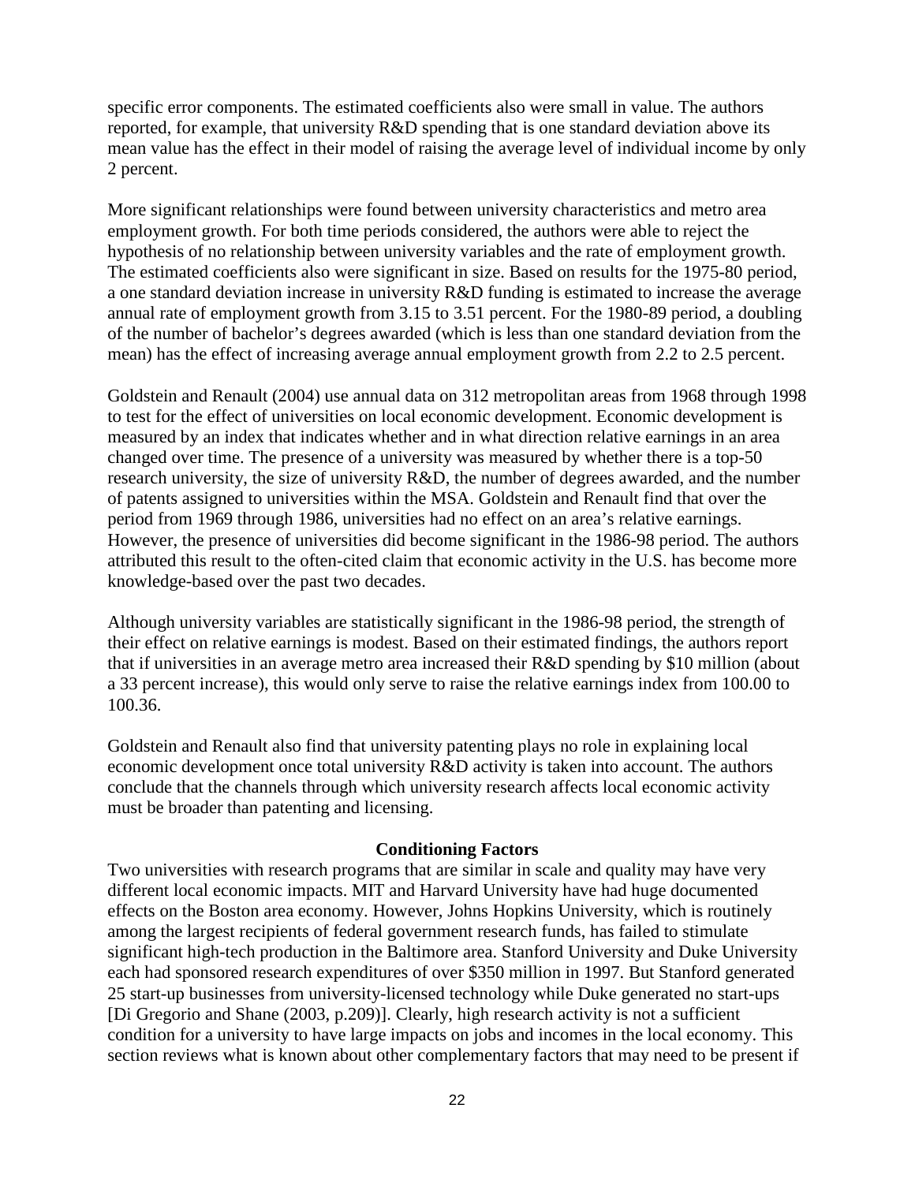specific error components. The estimated coefficients also were small in value. The authors reported, for example, that university R&D spending that is one standard deviation above its mean value has the effect in their model of raising the average level of individual income by only 2 percent.

More significant relationships were found between university characteristics and metro area employment growth. For both time periods considered, the authors were able to reject the hypothesis of no relationship between university variables and the rate of employment growth. The estimated coefficients also were significant in size. Based on results for the 1975-80 period, a one standard deviation increase in university R&D funding is estimated to increase the average annual rate of employment growth from 3.15 to 3.51 percent. For the 1980-89 period, a doubling of the number of bachelor's degrees awarded (which is less than one standard deviation from the mean) has the effect of increasing average annual employment growth from 2.2 to 2.5 percent.

Goldstein and Renault (2004) use annual data on 312 metropolitan areas from 1968 through 1998 to test for the effect of universities on local economic development. Economic development is measured by an index that indicates whether and in what direction relative earnings in an area changed over time. The presence of a university was measured by whether there is a top-50 research university, the size of university R&D, the number of degrees awarded, and the number of patents assigned to universities within the MSA. Goldstein and Renault find that over the period from 1969 through 1986, universities had no effect on an area's relative earnings. However, the presence of universities did become significant in the 1986-98 period. The authors attributed this result to the often-cited claim that economic activity in the U.S. has become more knowledge-based over the past two decades.

Although university variables are statistically significant in the 1986-98 period, the strength of their effect on relative earnings is modest. Based on their estimated findings, the authors report that if universities in an average metro area increased their R&D spending by $10 million (about a 33 percent increase), this would only serve to raise the relative earnings index from 100.00 to 100.36.

Goldstein and Renault also find that university patenting plays no role in explaining local economic development once total university R&D activity is taken into account. The authors conclude that the channels through which university research affects local economic activity must be broader than patenting and licensing.

## Conditioning Factors

Two universities with research programs that are similar in scale and quality may have very different local economic impacts. MIT and Harvard University have had huge documented effects on the Boston area economy. However, Johns Hopkins University, which is routinely among the largest recipients of federal government research funds, has failed to stimulate significant high-tech production in the Baltimore area. Stanford University and Duke University each had sponsored research expenditures of over $350 million in 1997. But Stanford generated 25 start-up businesses from university-licensed technology while Duke generated no start-ups [Di Gregorio and Shane (2003, p.209)]. Clearly, high research activity is not a sufficient condition for a university to have large impacts on jobs and incomes in the local economy. This section reviews what is known about other complementary factors that may need to be present if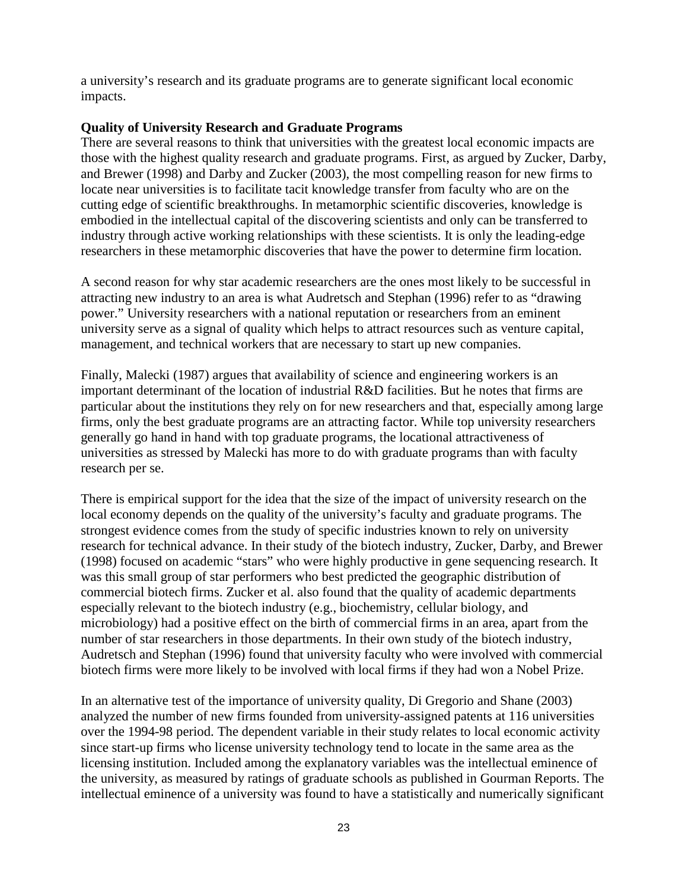a university's research and its graduate programs are to generate significant local economic impacts.

**Quality of University Research and Graduate Programs**

There are several reasons to think that universities with the greatest local economic impacts are those with the highest quality research and graduate programs. First, as argued by Zucker, Darby, and Brewer (1998) and Darby and Zucker (2003), the most compelling reason for new firms to locate near universities is to facilitate tacit knowledge transfer from faculty who are on the cutting edge of scientific breakthroughs. In metamorphic scientific discoveries, knowledge is embodied in the intellectual capital of the discovering scientists and only can be transferred to industry through active working relationships with these scientists. It is only the leading-edge researchers in these metamorphic discoveries that have the power to determine firm location.

A second reason for why star academic researchers are the ones most likely to be successful in attracting new industry to an area is what Audretsch and Stephan (1996) refer to as "drawing power." University researchers with a national reputation or researchers from an eminent university serve as a signal of quality which helps to attract resources such as venture capital, management, and technical workers that are necessary to start up new companies.

Finally, Malecki (1987) argues that availability of science and engineering workers is an important determinant of the location of industrial R&D facilities. But he notes that firms are particular about the institutions they rely on for new researchers and that, especially among large firms, only the best graduate programs are an attracting factor. While top university researchers generally go hand in hand with top graduate programs, the locational attractiveness of universities as stressed by Malecki has more to do with graduate programs than with faculty research per se.

There is empirical support for the idea that the size of the impact of university research on the local economy depends on the quality of the university's faculty and graduate programs. The strongest evidence comes from the study of specific industries known to rely on university research for technical advance. In their study of the biotech industry, Zucker, Darby, and Brewer (1998) focused on academic "stars" who were highly productive in gene sequencing research. It was this small group of star performers who best predicted the geographic distribution of commercial biotech firms. Zucker et al. also found that the quality of academic departments especially relevant to the biotech industry (e.g., biochemistry, cellular biology, and microbiology) had a positive effect on the birth of commercial firms in an area, apart from the number of star researchers in those departments. In their own study of the biotech industry, Audretsch and Stephan (1996) found that university faculty who were involved with commercial biotech firms were more likely to be involved with local firms if they had won a Nobel Prize.

In an alternative test of the importance of university quality, Di Gregorio and Shane (2003) analyzed the number of new firms founded from university-assigned patents at 116 universities over the 1994-98 period. The dependent variable in their study relates to local economic activity since start-up firms who license university technology tend to locate in the same area as the licensing institution. Included among the explanatory variables was the intellectual eminence of the university, as measured by ratings of graduate schools as published in Gourman Reports. The intellectual eminence of a university was found to have a statistically and numerically significant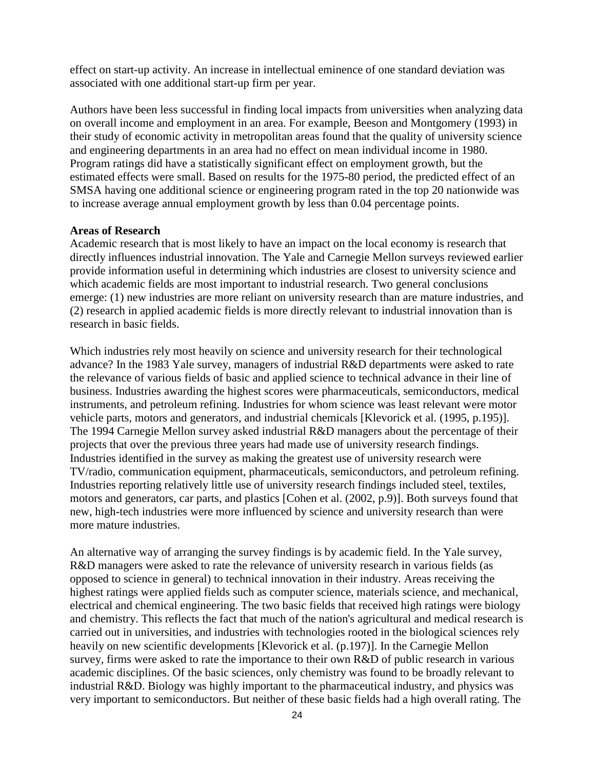effect on start-up activity. An increase in intellectual eminence of one standard deviation was associated with one additional start-up firm per year.

Authors have been less successful in finding local impacts from universities when analyzing data on overall income and employment in an area. For example, Beeson and Montgomery (1993) in their study of economic activity in metropolitan areas found that the quality of university science and engineering departments in an area had no effect on mean individual income in 1980. Program ratings did have a statistically significant effect on employment growth, but the estimated effects were small. Based on results for the 1975-80 period, the predicted effect of an SMSA having one additional science or engineering program rated in the top 20 nationwide was to increase average annual employment growth by less than 0.04 percentage points.

**Areas of Research**

Academic research that is most likely to have an impact on the local economy is research that directly influences industrial innovation. The Yale and Carnegie Mellon surveys reviewed earlier provide information useful in determining which industries are closest to university science and which academic fields are most important to industrial research. Two general conclusions emerge: (1) new industries are more reliant on university research than are mature industries, and (2) research in applied academic fields is more directly relevant to industrial innovation than is research in basic fields.

Which industries rely most heavily on science and university research for their technological advance? In the 1983 Yale survey, managers of industrial R&D departments were asked to rate the relevance of various fields of basic and applied science to technical advance in their line of business. Industries awarding the highest scores were pharmaceuticals, semiconductors, medical instruments, and petroleum refining. Industries for whom science was least relevant were motor vehicle parts, motors and generators, and industrial chemicals [Klevorick et al. (1995, p.195)]. The 1994 Carnegie Mellon survey asked industrial R&D managers about the percentage of their projects that over the previous three years had made use of university research findings. Industries identified in the survey as making the greatest use of university research were TV/radio, communication equipment, pharmaceuticals, semiconductors, and petroleum refining. Industries reporting relatively little use of university research findings included steel, textiles, motors and generators, car parts, and plastics [Cohen et al. (2002, p.9)]. Both surveys found that new, high-tech industries were more influenced by science and university research than were more mature industries.

An alternative way of arranging the survey findings is by academic field. In the Yale survey, R&D managers were asked to rate the relevance of university research in various fields (as opposed to science in general) to technical innovation in their industry. Areas receiving the highest ratings were applied fields such as computer science, materials science, and mechanical, electrical and chemical engineering. The two basic fields that received high ratings were biology and chemistry. This reflects the fact that much of the nation's agricultural and medical research is carried out in universities, and industries with technologies rooted in the biological sciences rely heavily on new scientific developments [Klevorick et al. (p.197)]. In the Carnegie Mellon survey, firms were asked to rate the importance to their own R&D of public research in various academic disciplines. Of the basic sciences, only chemistry was found to be broadly relevant to industrial R&D. Biology was highly important to the pharmaceutical industry, and physics was very important to semiconductors. But neither of these basic fields had a high overall rating. The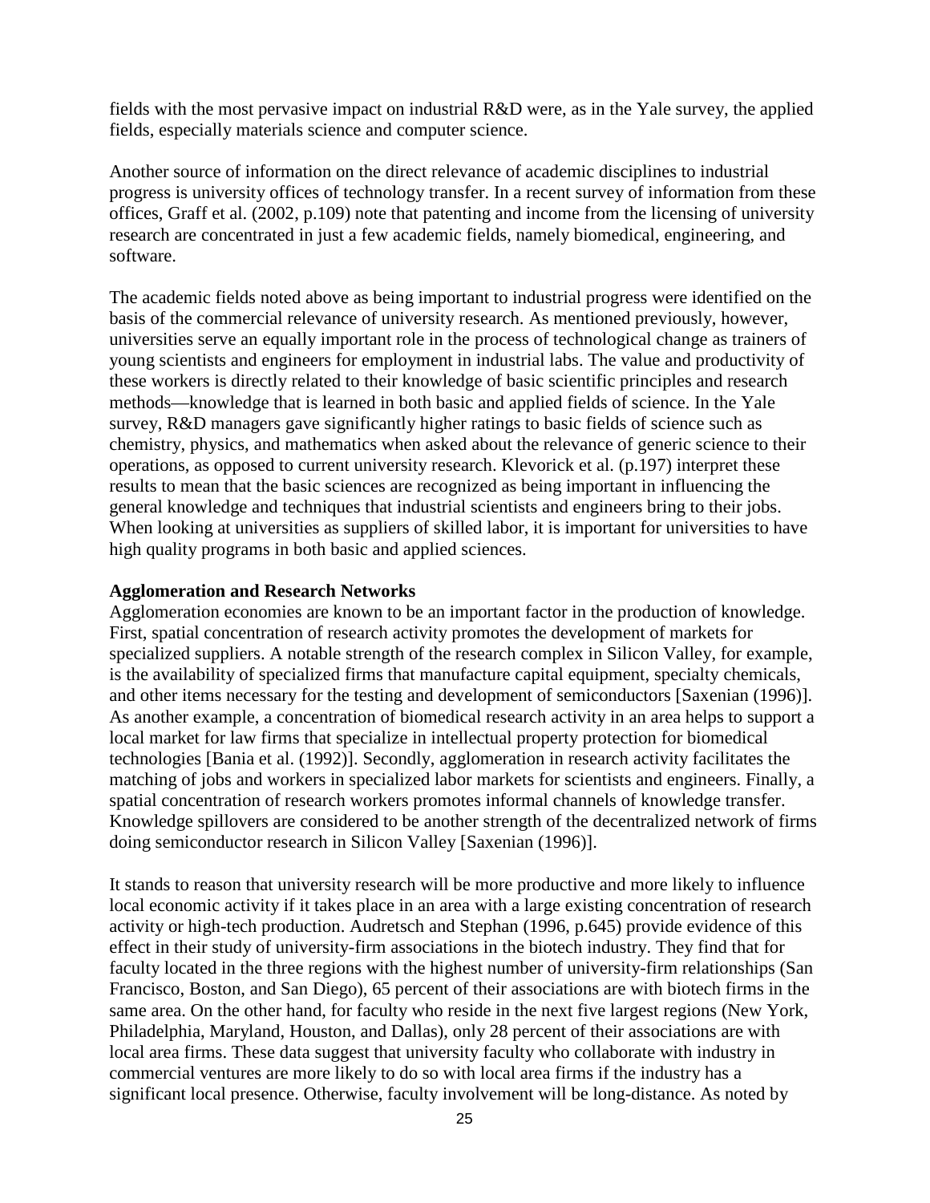fields with the most pervasive impact on industrial R&D were, as in the Yale survey, the applied fields, especially materials science and computer science.

Another source of information on the direct relevance of academic disciplines to industrial progress is university offices of technology transfer. In a recent survey of information from these offices, Graff et al. (2002, p.109) note that patenting and income from the licensing of university research are concentrated in just a few academic fields, namely biomedical, engineering, and software.

The academic fields noted above as being important to industrial progress were identified on the basis of the commercial relevance of university research. As mentioned previously, however, universities serve an equally important role in the process of technological change as trainers of young scientists and engineers for employment in industrial labs. The value and productivity of these workers is directly related to their knowledge of basic scientific principles and research methods—knowledge that is learned in both basic and applied fields of science. In the Yale survey, R&D managers gave significantly higher ratings to basic fields of science such as chemistry, physics, and mathematics when asked about the relevance of generic science to their operations, as opposed to current university research. Klevorick et al. (p.197) interpret these results to mean that the basic sciences are recognized as being important in influencing the general knowledge and techniques that industrial scientists and engineers bring to their jobs. When looking at universities as suppliers of skilled labor, it is important for universities to have high quality programs in both basic and applied sciences.

**Agglomeration and Research Networks**

Agglomeration economies are known to be an important factor in the production of knowledge. First, spatial concentration of research activity promotes the development of markets for specialized suppliers. A notable strength of the research complex in Silicon Valley, for example, is the availability of specialized firms that manufacture capital equipment, specialty chemicals, and other items necessary for the testing and development of semiconductors [Saxenian (1996)]. As another example, a concentration of biomedical research activity in an area helps to support a local market for law firms that specialize in intellectual property protection for biomedical technologies [Bania et al. (1992)]. Secondly, agglomeration in research activity facilitates the matching of jobs and workers in specialized labor markets for scientists and engineers. Finally, a spatial concentration of research workers promotes informal channels of knowledge transfer. Knowledge spillovers are considered to be another strength of the decentralized network of firms doing semiconductor research in Silicon Valley [Saxenian (1996)].

It stands to reason that university research will be more productive and more likely to influence local economic activity if it takes place in an area with a large existing concentration of research activity or high-tech production. Audretsch and Stephan (1996, p.645) provide evidence of this effect in their study of university-firm associations in the biotech industry. They find that for faculty located in the three regions with the highest number of university-firm relationships (San Francisco, Boston, and San Diego), 65 percent of their associations are with biotech firms in the same area. On the other hand, for faculty who reside in the next five largest regions (New York, Philadelphia, Maryland, Houston, and Dallas), only 28 percent of their associations are with local area firms. These data suggest that university faculty who collaborate with industry in commercial ventures are more likely to do so with local area firms if the industry has a significant local presence. Otherwise, faculty involvement will be long-distance. As noted by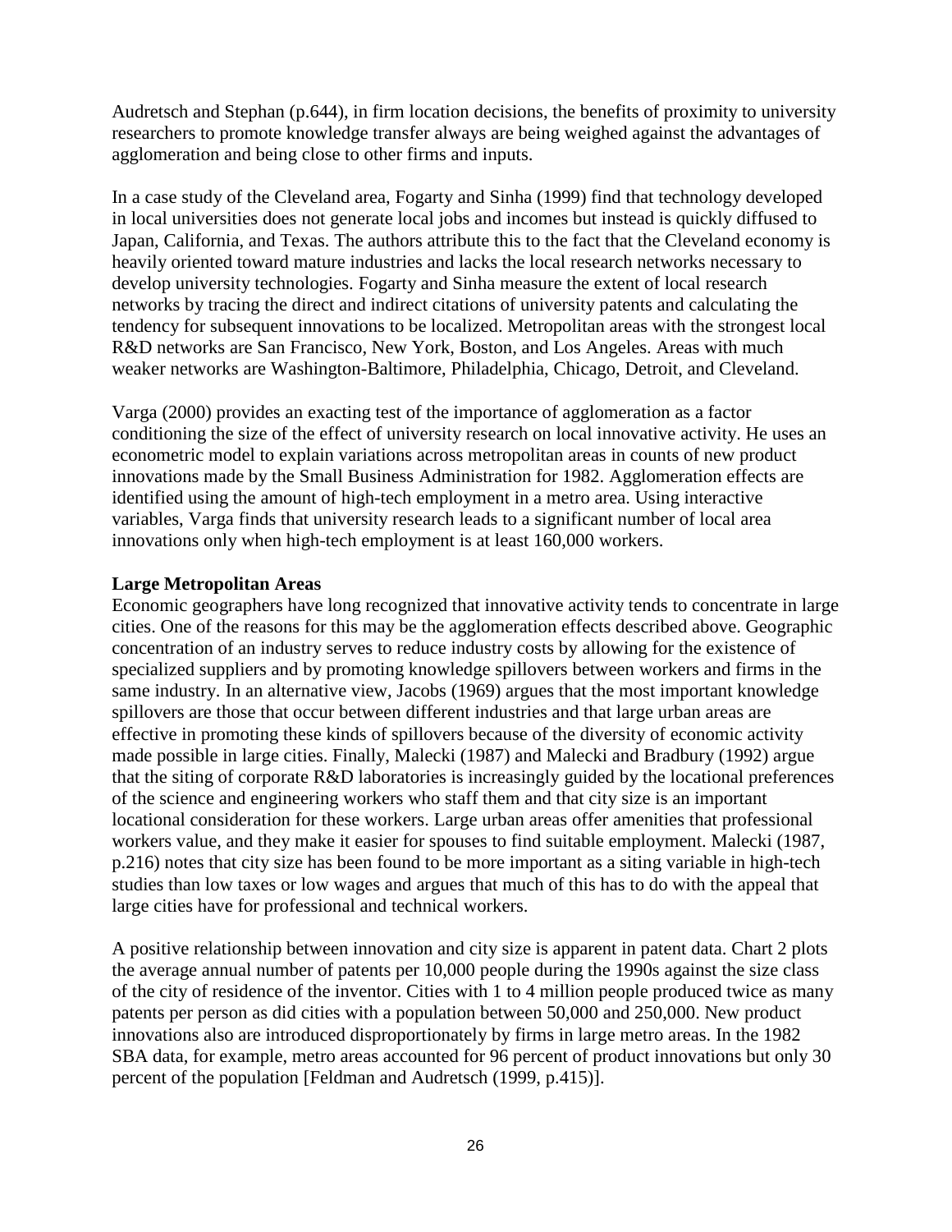Audretsch and Stephan (p.644), in firm location decisions, the benefits of proximity to university researchers to promote knowledge transfer always are being weighed against the advantages of agglomeration and being close to other firms and inputs.

In a case study of the Cleveland area, Fogarty and Sinha (1999) find that technology developed in local universities does not generate local jobs and incomes but instead is quickly diffused to Japan, California, and Texas. The authors attribute this to the fact that the Cleveland economy is heavily oriented toward mature industries and lacks the local research networks necessary to develop university technologies. Fogarty and Sinha measure the extent of local research networks by tracing the direct and indirect citations of university patents and calculating the tendency for subsequent innovations to be localized. Metropolitan areas with the strongest local R&D networks are San Francisco, New York, Boston, and Los Angeles. Areas with much weaker networks are Washington-Baltimore, Philadelphia, Chicago, Detroit, and Cleveland.

Varga (2000) provides an exacting test of the importance of agglomeration as a factor conditioning the size of the effect of university research on local innovative activity. He uses an econometric model to explain variations across metropolitan areas in counts of new product innovations made by the Small Business Administration for 1982. Agglomeration effects are identified using the amount of high-tech employment in a metro area. Using interactive variables, Varga finds that university research leads to a significant number of local area innovations only when high-tech employment is at least 160,000 workers.

**Large Metropolitan Areas**

Economic geographers have long recognized that innovative activity tends to concentrate in large cities. One of the reasons for this may be the agglomeration effects described above. Geographic concentration of an industry serves to reduce industry costs by allowing for the existence of specialized suppliers and by promoting knowledge spillovers between workers and firms in the same industry. In an alternative view, Jacobs (1969) argues that the most important knowledge spillovers are those that occur between different industries and that large urban areas are effective in promoting these kinds of spillovers because of the diversity of economic activity made possible in large cities. Finally, Malecki (1987) and Malecki and Bradbury (1992) argue that the siting of corporate R&D laboratories is increasingly guided by the locational preferences of the science and engineering workers who staff them and that city size is an important locational consideration for these workers. Large urban areas offer amenities that professional workers value, and they make it easier for spouses to find suitable employment. Malecki (1987, p.216) notes that city size has been found to be more important as a siting variable in high-tech studies than low taxes or low wages and argues that much of this has to do with the appeal that large cities have for professional and technical workers.

A positive relationship between innovation and city size is apparent in patent data. Chart 2 plots the average annual number of patents per 10,000 people during the 1990s against the size class of the city of residence of the inventor. Cities with 1 to 4 million people produced twice as many patents per person as did cities with a population between 50,000 and 250,000. New product innovations also are introduced disproportionately by firms in large metro areas. In the 1982 SBA data, for example, metro areas accounted for 96 percent of product innovations but only 30 percent of the population [Feldman and Audretsch (1999, p.415)].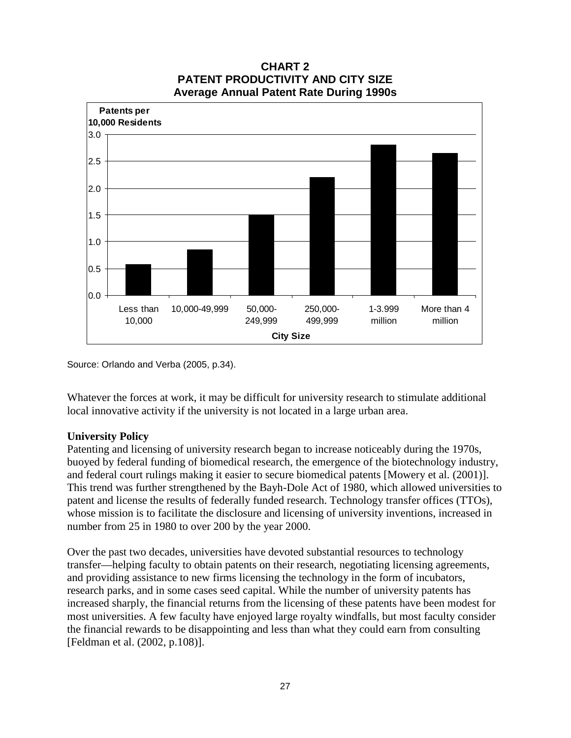**CHART 2**
**PATENT PRODUCTIVITY AND CITY SIZE**
**Average Annual Patent Rate During 1990s**

Source: Orlando and Verba (2005, p.34).

Whatever the forces at work, it may be difficult for university research to stimulate additional local innovative activity if the university is not located in a large urban area.

**University Policy**

Patenting and licensing of university research began to increase noticeably during the 1970s, buoyed by federal funding of biomedical research, the emergence of the biotechnology industry, and federal court rulings making it easier to secure biomedical patents [Mowery et al. (2001)]. This trend was further strengthened by the Bayh-Dole Act of 1980, which allowed universities to patent and license the results of federally funded research. Technology transfer offices (TTOs), whose mission is to facilitate the disclosure and licensing of university inventions, increased in number from 25 in 1980 to over 200 by the year 2000.

Over the past two decades, universities have devoted substantial resources to technology transfer—helping faculty to obtain patents on their research, negotiating licensing agreements, and providing assistance to new firms licensing the technology in the form of incubators, research parks, and in some cases seed capital. While the number of university patents has increased sharply, the financial returns from the licensing of these patents have been modest for most universities. A few faculty have enjoyed large royalty windfalls, but most faculty consider the financial rewards to be disappointing and less than what they could earn from consulting [Feldman et al. (2002, p.108)].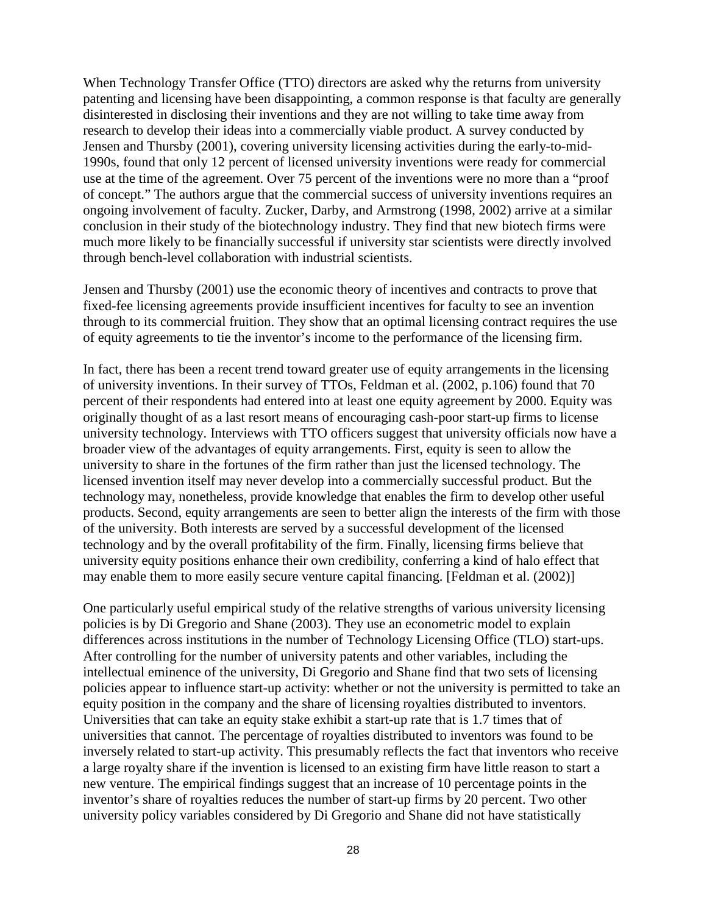When Technology Transfer Office (TTO) directors are asked why the returns from university patenting and licensing have been disappointing, a common response is that faculty are generally disinterested in disclosing their inventions and they are not willing to take time away from research to develop their ideas into a commercially viable product. A survey conducted by Jensen and Thursby (2001), covering university licensing activities during the early-to-mid-1990s, found that only 12 percent of licensed university inventions were ready for commercial use at the time of the agreement. Over 75 percent of the inventions were no more than a "proof of concept." The authors argue that the commercial success of university inventions requires an ongoing involvement of faculty. Zucker, Darby, and Armstrong (1998, 2002) arrive at a similar conclusion in their study of the biotechnology industry. They find that new biotech firms were much more likely to be financially successful if university star scientists were directly involved through bench-level collaboration with industrial scientists.

Jensen and Thursby (2001) use the economic theory of incentives and contracts to prove that fixed-fee licensing agreements provide insufficient incentives for faculty to see an invention through to its commercial fruition. They show that an optimal licensing contract requires the use of equity agreements to tie the inventor's income to the performance of the licensing firm.

In fact, there has been a recent trend toward greater use of equity arrangements in the licensing of university inventions. In their survey of TTOs, Feldman et al. (2002, p.106) found that 70 percent of their respondents had entered into at least one equity agreement by 2000. Equity was originally thought of as a last resort means of encouraging cash-poor start-up firms to license university technology. Interviews with TTO officers suggest that university officials now have a broader view of the advantages of equity arrangements. First, equity is seen to allow the university to share in the fortunes of the firm rather than just the licensed technology. The licensed invention itself may never develop into a commercially successful product. But the technology may, nonetheless, provide knowledge that enables the firm to develop other useful products. Second, equity arrangements are seen to better align the interests of the firm with those of the university. Both interests are served by a successful development of the licensed technology and by the overall profitability of the firm. Finally, licensing firms believe that university equity positions enhance their own credibility, conferring a kind of halo effect that may enable them to more easily secure venture capital financing. [Feldman et al. (2002)]

One particularly useful empirical study of the relative strengths of various university licensing policies is by Di Gregorio and Shane (2003). They use an econometric model to explain differences across institutions in the number of Technology Licensing Office (TLO) start-ups. After controlling for the number of university patents and other variables, including the intellectual eminence of the university, Di Gregorio and Shane find that two sets of licensing policies appear to influence start-up activity: whether or not the university is permitted to take an equity position in the company and the share of licensing royalties distributed to inventors. Universities that can take an equity stake exhibit a start-up rate that is 1.7 times that of universities that cannot. The percentage of royalties distributed to inventors was found to be inversely related to start-up activity. This presumably reflects the fact that inventors who receive a large royalty share if the invention is licensed to an existing firm have little reason to start a new venture. The empirical findings suggest that an increase of 10 percentage points in the inventor's share of royalties reduces the number of start-up firms by 20 percent. Two other university policy variables considered by Di Gregorio and Shane did not have statistically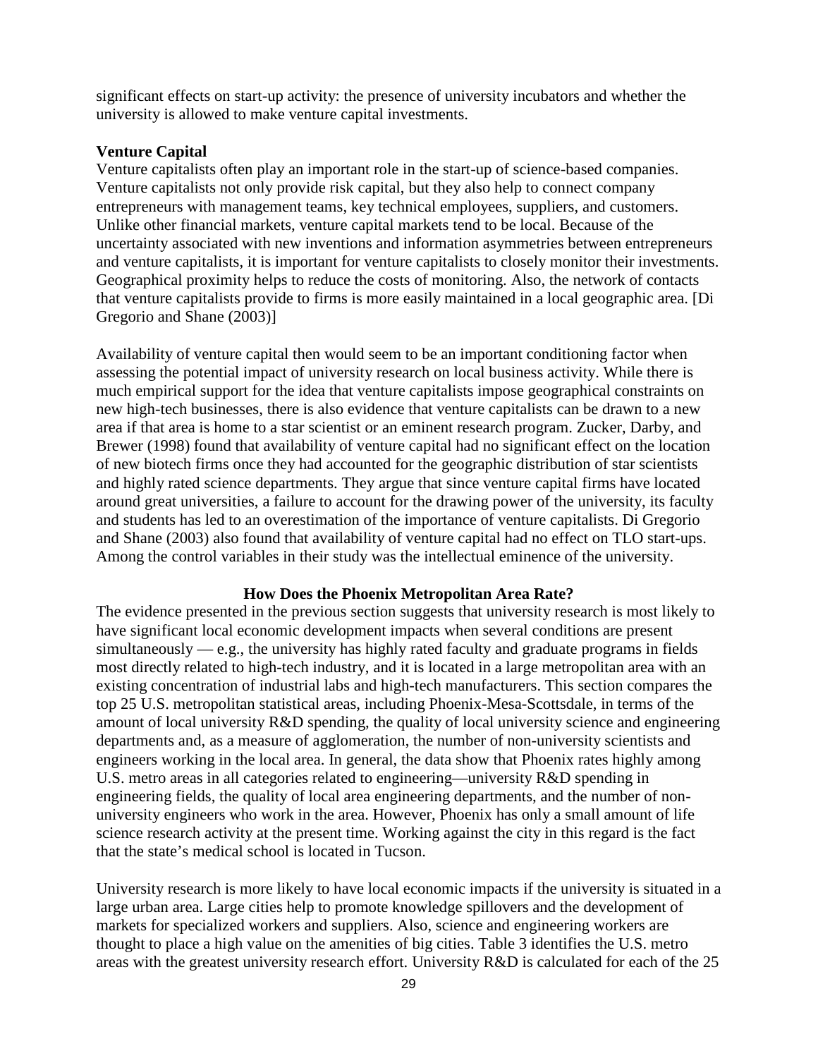significant effects on start-up activity: the presence of university incubators and whether the university is allowed to make venture capital investments.

### Venture Capital

Venture capitalists often play an important role in the start-up of science-based companies. Venture capitalists not only provide risk capital, but they also help to connect company entrepreneurs with management teams, key technical employees, suppliers, and customers. Unlike other financial markets, venture capital markets tend to be local. Because of the uncertainty associated with new inventions and information asymmetries between entrepreneurs and venture capitalists, it is important for venture capitalists to closely monitor their investments. Geographical proximity helps to reduce the costs of monitoring. Also, the network of contacts that venture capitalists provide to firms is more easily maintained in a local geographic area. [Di Gregorio and Shane (2003)]

Availability of venture capital then would seem to be an important conditioning factor when assessing the potential impact of university research on local business activity. While there is much empirical support for the idea that venture capitalists impose geographical constraints on new high-tech businesses, there is also evidence that venture capitalists can be drawn to a new area if that area is home to a star scientist or an eminent research program. Zucker, Darby, and Brewer (1998) found that availability of venture capital had no significant effect on the location of new biotech firms once they had accounted for the geographic distribution of star scientists and highly rated science departments. They argue that since venture capital firms have located around great universities, a failure to account for the drawing power of the university, its faculty and students has led to an overestimation of the importance of venture capitalists. Di Gregorio and Shane (2003) also found that availability of venture capital had no effect on TLO start-ups. Among the control variables in their study was the intellectual eminence of the university.

## How Does the Phoenix Metropolitan Area Rate?

The evidence presented in the previous section suggests that university research is most likely to have significant local economic development impacts when several conditions are present simultaneously — e.g., the university has highly rated faculty and graduate programs in fields most directly related to high-tech industry, and it is located in a large metropolitan area with an existing concentration of industrial labs and high-tech manufacturers. This section compares the top 25 U.S. metropolitan statistical areas, including Phoenix-Mesa-Scottsdale, in terms of the amount of local university R&D spending, the quality of local university science and engineering departments and, as a measure of agglomeration, the number of non-university scientists and engineers working in the local area. In general, the data show that Phoenix rates highly among U.S. metro areas in all categories related to engineering—university R&D spending in engineering fields, the quality of local area engineering departments, and the number of non-university engineers who work in the area. However, Phoenix has only a small amount of life science research activity at the present time. Working against the city in this regard is the fact that the state's medical school is located in Tucson.

University research is more likely to have local economic impacts if the university is situated in a large urban area. Large cities help to promote knowledge spillovers and the development of markets for specialized workers and suppliers. Also, science and engineering workers are thought to place a high value on the amenities of big cities. Table 3 identifies the U.S. metro areas with the greatest university research effort. University R&D is calculated for each of the 25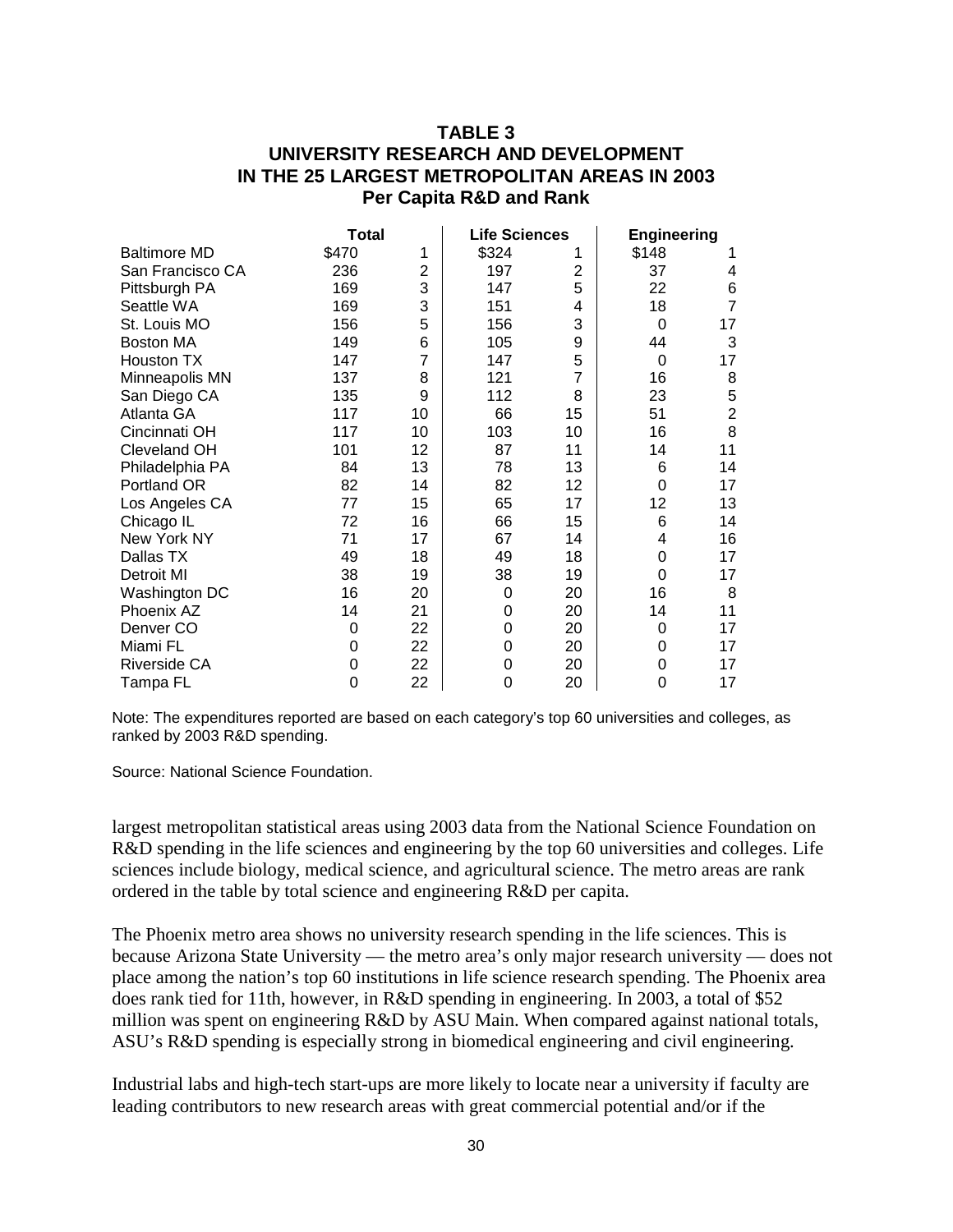**TABLE 3**
**UNIVERSITY RESEARCH AND DEVELOPMENT**
**IN THE 25 LARGEST METROPOLITAN AREAS IN 2003**
**Per Capita R&D and Rank**

| | Total | | Life Sciences | | Engineering | |
|---|---|---|---|---|---|---|
| Baltimore MD | $470 | 1 | $324 | 1 | $148 | 1 |
| San Francisco CA | 236 | 2 | 197 | 2 | 37 | 4 |
| Pittsburgh PA | 169 | 3 | 147 | 5 | 22 | 6 |
| Seattle WA | 169 | 3 | 151 | 4 | 18 | 7 |
| St. Louis MO | 156 | 5 | 156 | 3 | 0 | 17 |
| Boston MA | 149 | 6 | 105 | 9 | 44 | 3 |
| Houston TX | 147 | 7 | 147 | 5 | 0 | 17 |
| Minneapolis MN | 137 | 8 | 121 | 7 | 16 | 8 |
| San Diego CA | 135 | 9 | 112 | 8 | 23 | 5 |
| Atlanta GA | 117 | 10 | 66 | 15 | 51 | 2 |
| Cincinnati OH | 117 | 10 | 103 | 10 | 16 | 8 |
| Cleveland OH | 101 | 12 | 87 | 11 | 14 | 11 |
| Philadelphia PA | 84 | 13 | 78 | 13 | 6 | 14 |
| Portland OR | 82 | 14 | 82 | 12 | 0 | 17 |
| Los Angeles CA | 77 | 15 | 65 | 17 | 12 | 13 |
| Chicago IL | 72 | 16 | 66 | 15 | 6 | 14 |
| New York NY | 71 | 17 | 67 | 14 | 4 | 16 |
| Dallas TX | 49 | 18 | 49 | 18 | 0 | 17 |
| Detroit MI | 38 | 19 | 38 | 19 | 0 | 17 |
| Washington DC | 16 | 20 | 0 | 20 | 16 | 8 |
| Phoenix AZ | 14 | 21 | 0 | 20 | 14 | 11 |
| Denver CO | 0 | 22 | 0 | 20 | 0 | 17 |
| Miami FL | 0 | 22 | 0 | 20 | 0 | 17 |
| Riverside CA | 0 | 22 | 0 | 20 | 0 | 17 |
| Tampa FL | 0 | 22 | 0 | 20 | 0 | 17 |

Note: The expenditures reported are based on each category's top 60 universities and colleges, as ranked by 2003 R&D spending.

Source: National Science Foundation.

largest metropolitan statistical areas using 2003 data from the National Science Foundation on R&D spending in the life sciences and engineering by the top 60 universities and colleges. Life sciences include biology, medical science, and agricultural science. The metro areas are rank ordered in the table by total science and engineering R&D per capita.

The Phoenix metro area shows no university research spending in the life sciences. This is because Arizona State University — the metro area's only major research university — does not place among the nation's top 60 institutions in life science research spending. The Phoenix area does rank tied for 11th, however, in R&D spending in engineering. In 2003, a total of $52 million was spent on engineering R&D by ASU Main. When compared against national totals, ASU's R&D spending is especially strong in biomedical engineering and civil engineering.

Industrial labs and high-tech start-ups are more likely to locate near a university if faculty are leading contributors to new research areas with great commercial potential and/or if the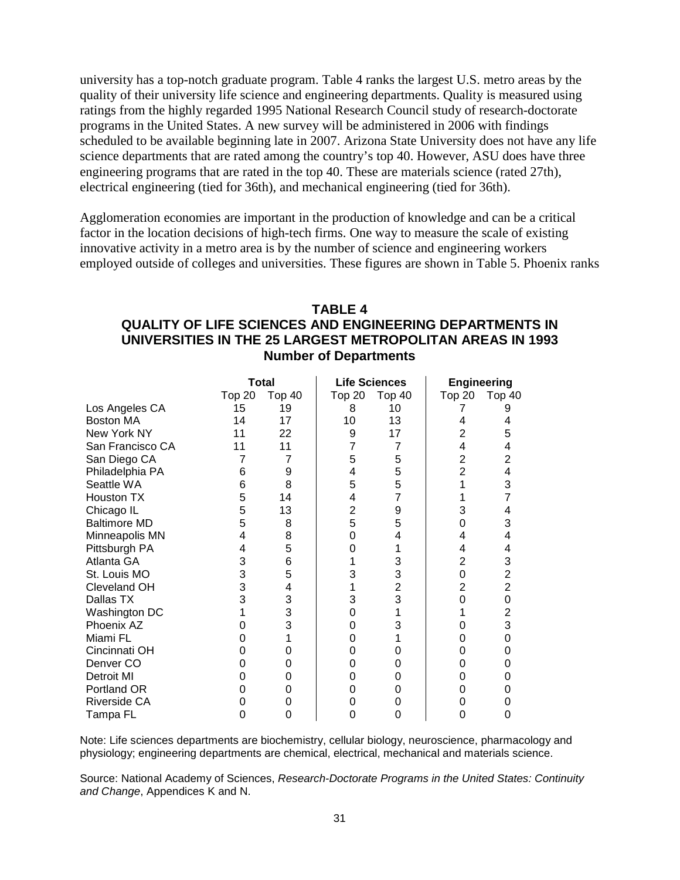university has a top-notch graduate program. Table 4 ranks the largest U.S. metro areas by the quality of their university life science and engineering departments. Quality is measured using ratings from the highly regarded 1995 National Research Council study of research-doctorate programs in the United States. A new survey will be administered in 2006 with findings scheduled to be available beginning late in 2007. Arizona State University does not have any life science departments that are rated among the country's top 40. However, ASU does have three engineering programs that are rated in the top 40. These are materials science (rated 27th), electrical engineering (tied for 36th), and mechanical engineering (tied for 36th).

Agglomeration economies are important in the production of knowledge and can be a critical factor in the location decisions of high-tech firms. One way to measure the scale of existing innovative activity in a metro area is by the number of science and engineering workers employed outside of colleges and universities. These figures are shown in Table 5. Phoenix ranks

**TABLE 4**
**QUALITY OF LIFE SCIENCES AND ENGINEERING DEPARTMENTS IN UNIVERSITIES IN THE 25 LARGEST METROPOLITAN AREAS IN 1993**
**Number of Departments**

| | Total | | Life Sciences | | Engineering | |
|---|---|---|---|---|---|---|
| | Top 20 | Top 40 | Top 20 | Top 40 | Top 20 | Top 40 |
| Los Angeles CA | 15 | 19 | 8 | 10 | 7 | 9 |
| Boston MA | 14 | 17 | 10 | 13 | 4 | 4 |
| New York NY | 11 | 22 | 9 | 17 | 2 | 5 |
| San Francisco CA | 11 | 11 | 7 | 7 | 4 | 4 |
| San Diego CA | 7 | 7 | 5 | 5 | 2 | 2 |
| Philadelphia PA | 6 | 9 | 4 | 5 | 2 | 4 |
| Seattle WA | 6 | 8 | 5 | 5 | 1 | 3 |
| Houston TX | 5 | 14 | 4 | 7 | 1 | 7 |
| Chicago IL | 5 | 13 | 2 | 9 | 3 | 4 |
| Baltimore MD | 5 | 8 | 5 | 5 | 0 | 3 |
| Minneapolis MN | 4 | 8 | 0 | 4 | 4 | 4 |
| Pittsburgh PA | 4 | 5 | 0 | 1 | 4 | 4 |
| Atlanta GA | 3 | 6 | 1 | 3 | 2 | 3 |
| St. Louis MO | 3 | 5 | 3 | 3 | 0 | 2 |
| Cleveland OH | 3 | 4 | 1 | 2 | 2 | 2 |
| Dallas TX | 3 | 3 | 3 | 3 | 0 | 0 |
| Washington DC | 1 | 3 | 0 | 1 | 1 | 2 |
| Phoenix AZ | 0 | 3 | 0 | 3 | 0 | 3 |
| Miami FL | 0 | 1 | 0 | 1 | 0 | 0 |
| Cincinnati OH | 0 | 0 | 0 | 0 | 0 | 0 |
| Denver CO | 0 | 0 | 0 | 0 | 0 | 0 |
| Detroit MI | 0 | 0 | 0 | 0 | 0 | 0 |
| Portland OR | 0 | 0 | 0 | 0 | 0 | 0 |
| Riverside CA | 0 | 0 | 0 | 0 | 0 | 0 |
| Tampa FL | 0 | 0 | 0 | 0 | 0 | 0 |

Note: Life sciences departments are biochemistry, cellular biology, neuroscience, pharmacology and physiology; engineering departments are chemical, electrical, mechanical and materials science.

Source: National Academy of Sciences, *Research-Doctorate Programs in the United States: Continuity and Change*, Appendices K and N.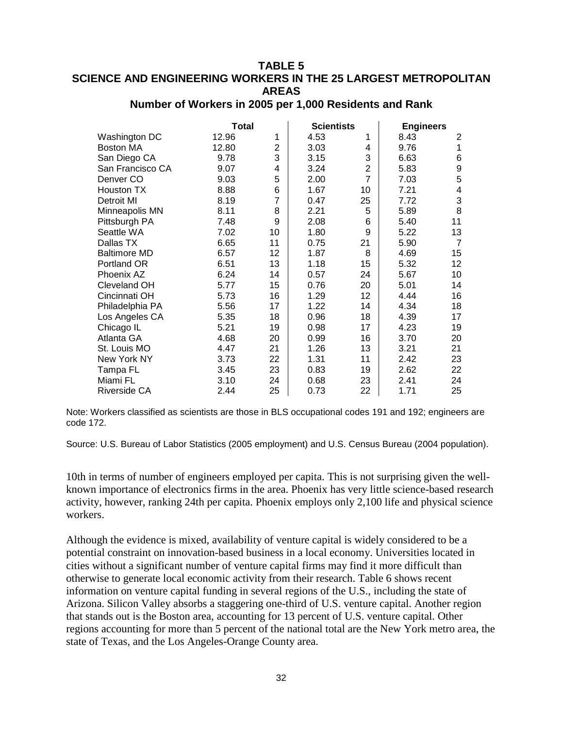**TABLE 5**
**SCIENCE AND ENGINEERING WORKERS IN THE 25 LARGEST METROPOLITAN AREAS**
**Number of Workers in 2005 per 1,000 Residents and Rank**

| | Total | | Scientists | | Engineers | |
|---|---|---|---|---|---|---|
| Washington DC | 12.96 | 1 | 4.53 | 1 | 8.43 | 2 |
| Boston MA | 12.80 | 2 | 3.03 | 4 | 9.76 | 1 |
| San Diego CA | 9.78 | 3 | 3.15 | 3 | 6.63 | 6 |
| San Francisco CA | 9.07 | 4 | 3.24 | 2 | 5.83 | 9 |
| Denver CO | 9.03 | 5 | 2.00 | 7 | 7.03 | 5 |
| Houston TX | 8.88 | 6 | 1.67 | 10 | 7.21 | 4 |
| Detroit MI | 8.19 | 7 | 0.47 | 25 | 7.72 | 3 |
| Minneapolis MN | 8.11 | 8 | 2.21 | 5 | 5.89 | 8 |
| Pittsburgh PA | 7.48 | 9 | 2.08 | 6 | 5.40 | 11 |
| Seattle WA | 7.02 | 10 | 1.80 | 9 | 5.22 | 13 |
| Dallas TX | 6.65 | 11 | 0.75 | 21 | 5.90 | 7 |
| Baltimore MD | 6.57 | 12 | 1.87 | 8 | 4.69 | 15 |
| Portland OR | 6.51 | 13 | 1.18 | 15 | 5.32 | 12 |
| Phoenix AZ | 6.24 | 14 | 0.57 | 24 | 5.67 | 10 |
| Cleveland OH | 5.77 | 15 | 0.76 | 20 | 5.01 | 14 |
| Cincinnati OH | 5.73 | 16 | 1.29 | 12 | 4.44 | 16 |
| Philadelphia PA | 5.56 | 17 | 1.22 | 14 | 4.34 | 18 |
| Los Angeles CA | 5.35 | 18 | 0.96 | 18 | 4.39 | 17 |
| Chicago IL | 5.21 | 19 | 0.98 | 17 | 4.23 | 19 |
| Atlanta GA | 4.68 | 20 | 0.99 | 16 | 3.70 | 20 |
| St. Louis MO | 4.47 | 21 | 1.26 | 13 | 3.21 | 21 |
| New York NY | 3.73 | 22 | 1.31 | 11 | 2.42 | 23 |
| Tampa FL | 3.45 | 23 | 0.83 | 19 | 2.62 | 22 |
| Miami FL | 3.10 | 24 | 0.68 | 23 | 2.41 | 24 |
| Riverside CA | 2.44 | 25 | 0.73 | 22 | 1.71 | 25 |

Note: Workers classified as scientists are those in BLS occupational codes 191 and 192; engineers are code 172.

Source: U.S. Bureau of Labor Statistics (2005 employment) and U.S. Census Bureau (2004 population).

10th in terms of number of engineers employed per capita. This is not surprising given the well-known importance of electronics firms in the area. Phoenix has very little science-based research activity, however, ranking 24th per capita. Phoenix employs only 2,100 life and physical science workers.

Although the evidence is mixed, availability of venture capital is widely considered to be a potential constraint on innovation-based business in a local economy. Universities located in cities without a significant number of venture capital firms may find it more difficult than otherwise to generate local economic activity from their research. Table 6 shows recent information on venture capital funding in several regions of the U.S., including the state of Arizona. Silicon Valley absorbs a staggering one-third of U.S. venture capital. Another region that stands out is the Boston area, accounting for 13 percent of U.S. venture capital. Other regions accounting for more than 5 percent of the national total are the New York metro area, the state of Texas, and the Los Angeles-Orange County area.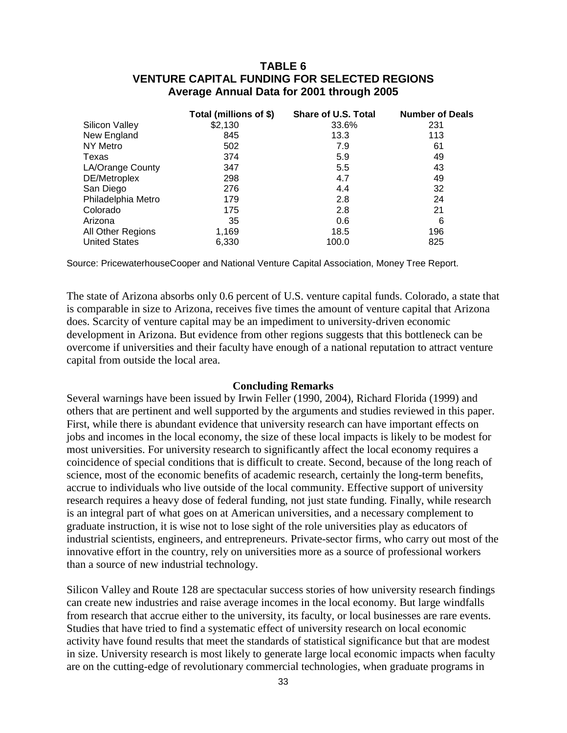**TABLE 6**
**VENTURE CAPITAL FUNDING FOR SELECTED REGIONS**
**Average Annual Data for 2001 through 2005**

| | Total (millions of $) | Share of U.S. Total | Number of Deals |
|---|---|---|---|
| Silicon Valley | $2,130 | 33.6% | 231 |
| New England | 845 | 13.3 | 113 |
| NY Metro | 502 | 7.9 | 61 |
| Texas | 374 | 5.9 | 49 |
| LA/Orange County | 347 | 5.5 | 43 |
| DE/Metroplex | 298 | 4.7 | 49 |
| San Diego | 276 | 4.4 | 32 |
| Philadelphia Metro | 179 | 2.8 | 24 |
| Colorado | 175 | 2.8 | 21 |
| Arizona | 35 | 0.6 | 6 |
| All Other Regions | 1,169 | 18.5 | 196 |
| United States | 6,330 | 100.0 | 825 |

Source: PricewaterhouseCooper and National Venture Capital Association, Money Tree Report.

The state of Arizona absorbs only 0.6 percent of U.S. venture capital funds. Colorado, a state that is comparable in size to Arizona, receives five times the amount of venture capital that Arizona does. Scarcity of venture capital may be an impediment to university-driven economic development in Arizona. But evidence from other regions suggests that this bottleneck can be overcome if universities and their faculty have enough of a national reputation to attract venture capital from outside the local area.

## Concluding Remarks

Several warnings have been issued by Irwin Feller (1990, 2004), Richard Florida (1999) and others that are pertinent and well supported by the arguments and studies reviewed in this paper. First, while there is abundant evidence that university research can have important effects on jobs and incomes in the local economy, the size of these local impacts is likely to be modest for most universities. For university research to significantly affect the local economy requires a coincidence of special conditions that is difficult to create. Second, because of the long reach of science, most of the economic benefits of academic research, certainly the long-term benefits, accrue to individuals who live outside of the local community. Effective support of university research requires a heavy dose of federal funding, not just state funding. Finally, while research is an integral part of what goes on at American universities, and a necessary complement to graduate instruction, it is wise not to lose sight of the role universities play as educators of industrial scientists, engineers, and entrepreneurs. Private-sector firms, who carry out most of the innovative effort in the country, rely on universities more as a source of professional workers than a source of new industrial technology.

Silicon Valley and Route 128 are spectacular success stories of how university research findings can create new industries and raise average incomes in the local economy. But large windfalls from research that accrue either to the university, its faculty, or local businesses are rare events. Studies that have tried to find a systematic effect of university research on local economic activity have found results that meet the standards of statistical significance but that are modest in size. University research is most likely to generate large local economic impacts when faculty are on the cutting-edge of revolutionary commercial technologies, when graduate programs in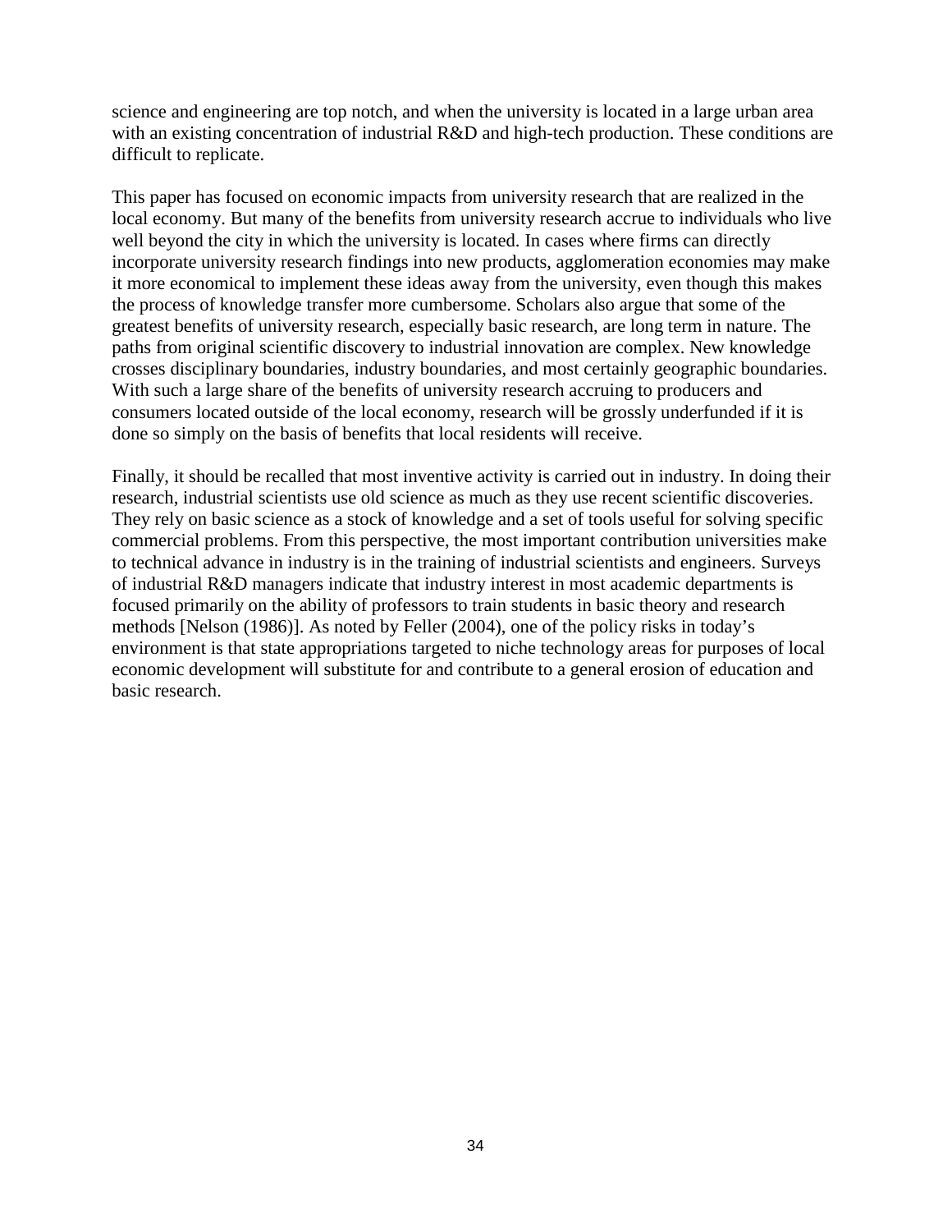science and engineering are top notch, and when the university is located in a large urban area with an existing concentration of industrial R&D and high-tech production. These conditions are difficult to replicate.

This paper has focused on economic impacts from university research that are realized in the local economy. But many of the benefits from university research accrue to individuals who live well beyond the city in which the university is located. In cases where firms can directly incorporate university research findings into new products, agglomeration economies may make it more economical to implement these ideas away from the university, even though this makes the process of knowledge transfer more cumbersome. Scholars also argue that some of the greatest benefits of university research, especially basic research, are long term in nature. The paths from original scientific discovery to industrial innovation are complex. New knowledge crosses disciplinary boundaries, industry boundaries, and most certainly geographic boundaries. With such a large share of the benefits of university research accruing to producers and consumers located outside of the local economy, research will be grossly underfunded if it is done so simply on the basis of benefits that local residents will receive.

Finally, it should be recalled that most inventive activity is carried out in industry. In doing their research, industrial scientists use old science as much as they use recent scientific discoveries. They rely on basic science as a stock of knowledge and a set of tools useful for solving specific commercial problems. From this perspective, the most important contribution universities make to technical advance in industry is in the training of industrial scientists and engineers. Surveys of industrial R&D managers indicate that industry interest in most academic departments is focused primarily on the ability of professors to train students in basic theory and research methods [Nelson (1986)]. As noted by Feller (2004), one of the policy risks in today's environment is that state appropriations targeted to niche technology areas for purposes of local economic development will substitute for and contribute to a general erosion of education and basic research.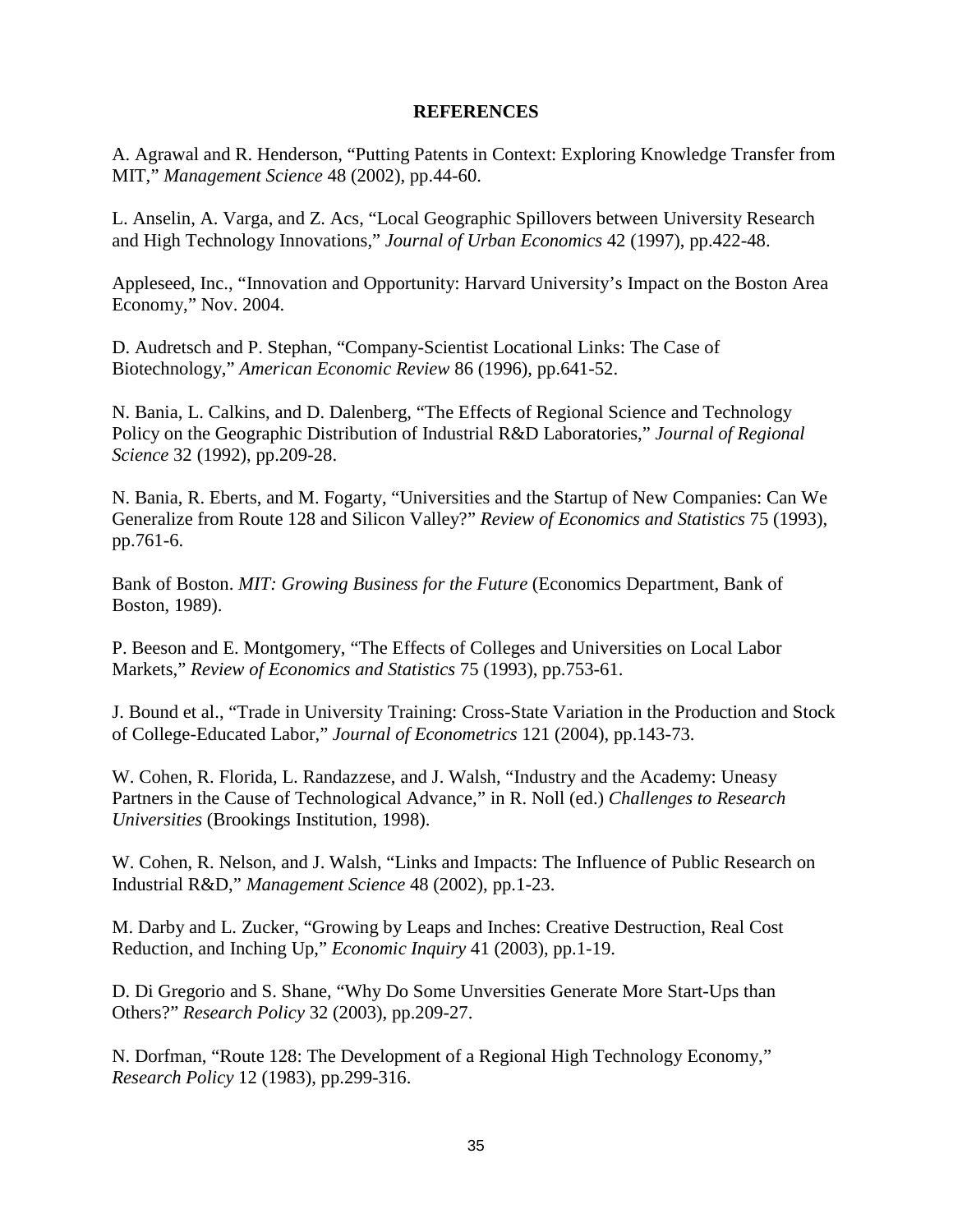**REFERENCES**

A. Agrawal and R. Henderson, "Putting Patents in Context: Exploring Knowledge Transfer from MIT," *Management Science* 48 (2002), pp.44-60.

L. Anselin, A. Varga, and Z. Acs, "Local Geographic Spillovers between University Research and High Technology Innovations," *Journal of Urban Economics* 42 (1997), pp.422-48.

Appleseed, Inc., "Innovation and Opportunity: Harvard University's Impact on the Boston Area Economy," Nov. 2004.

D. Audretsch and P. Stephan, "Company-Scientist Locational Links: The Case of Biotechnology," *American Economic Review* 86 (1996), pp.641-52.

N. Bania, L. Calkins, and D. Dalenberg, "The Effects of Regional Science and Technology Policy on the Geographic Distribution of Industrial R&D Laboratories," *Journal of Regional Science* 32 (1992), pp.209-28.

N. Bania, R. Eberts, and M. Fogarty, "Universities and the Startup of New Companies: Can We Generalize from Route 128 and Silicon Valley?" *Review of Economics and Statistics* 75 (1993), pp.761-6.

Bank of Boston. *MIT: Growing Business for the Future* (Economics Department, Bank of Boston, 1989).

P. Beeson and E. Montgomery, "The Effects of Colleges and Universities on Local Labor Markets," *Review of Economics and Statistics* 75 (1993), pp.753-61.

J. Bound et al., "Trade in University Training: Cross-State Variation in the Production and Stock of College-Educated Labor," *Journal of Econometrics* 121 (2004), pp.143-73.

W. Cohen, R. Florida, L. Randazzese, and J. Walsh, "Industry and the Academy: Uneasy Partners in the Cause of Technological Advance," in R. Noll (ed.) *Challenges to Research Universities* (Brookings Institution, 1998).

W. Cohen, R. Nelson, and J. Walsh, "Links and Impacts: The Influence of Public Research on Industrial R&D," *Management Science* 48 (2002), pp.1-23.

M. Darby and L. Zucker, "Growing by Leaps and Inches: Creative Destruction, Real Cost Reduction, and Inching Up," *Economic Inquiry* 41 (2003), pp.1-19.

D. Di Gregorio and S. Shane, "Why Do Some Unversities Generate More Start-Ups than Others?" *Research Policy* 32 (2003), pp.209-27.

N. Dorfman, "Route 128: The Development of a Regional High Technology Economy," *Research Policy* 12 (1983), pp.299-316.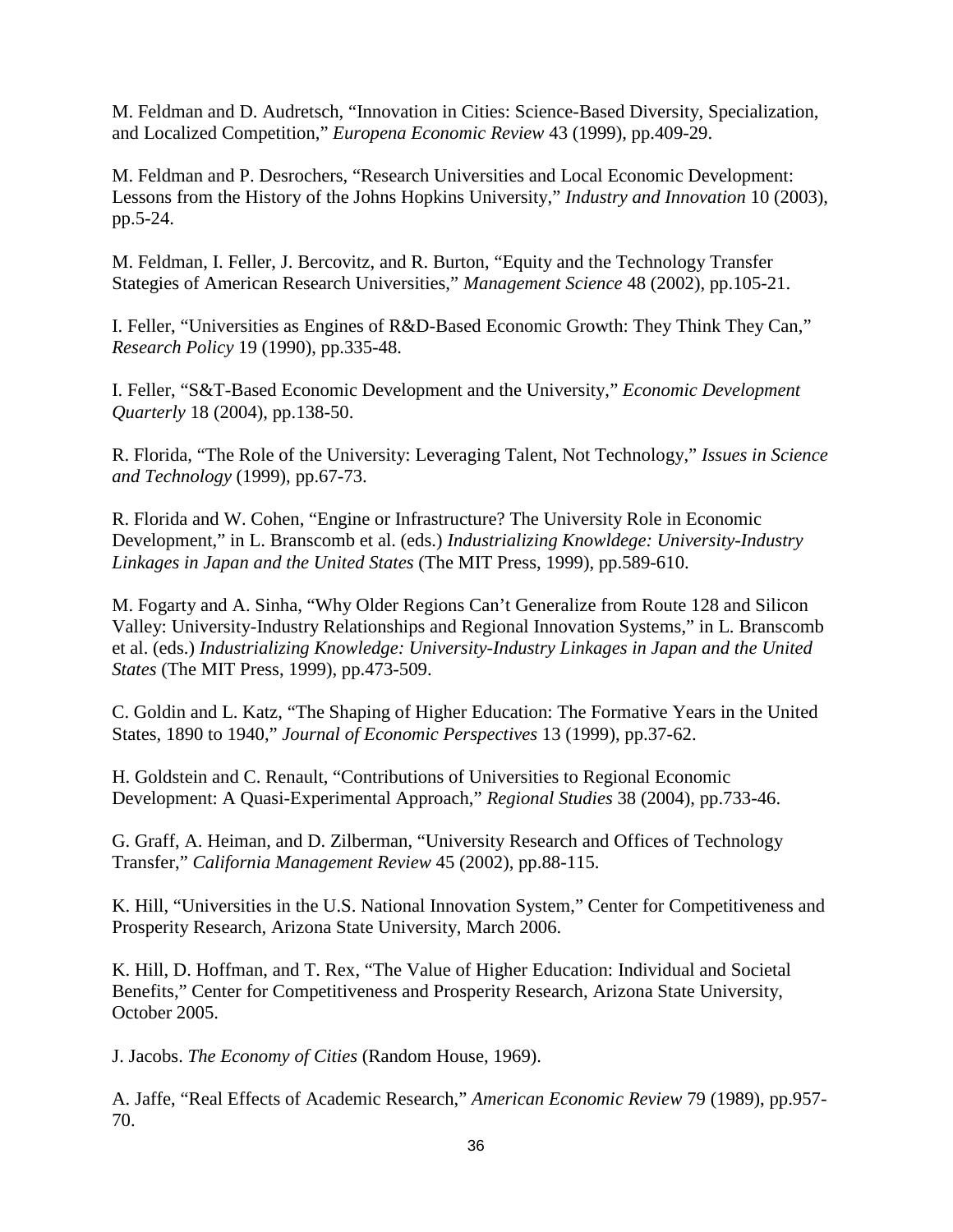M. Feldman and D. Audretsch, "Innovation in Cities: Science-Based Diversity, Specialization, and Localized Competition," *Europena Economic Review* 43 (1999), pp.409-29.

M. Feldman and P. Desrochers, "Research Universities and Local Economic Development: Lessons from the History of the Johns Hopkins University," *Industry and Innovation* 10 (2003), pp.5-24.

M. Feldman, I. Feller, J. Bercovitz, and R. Burton, "Equity and the Technology Transfer Stategies of American Research Universities," *Management Science* 48 (2002), pp.105-21.

I. Feller, "Universities as Engines of R&D-Based Economic Growth: They Think They Can," *Research Policy* 19 (1990), pp.335-48.

I. Feller, "S&T-Based Economic Development and the University," *Economic Development Quarterly* 18 (2004), pp.138-50.

R. Florida, "The Role of the University: Leveraging Talent, Not Technology," *Issues in Science and Technology* (1999), pp.67-73.

R. Florida and W. Cohen, "Engine or Infrastructure? The University Role in Economic Development," in L. Branscomb et al. (eds.) *Industrializing Knowldege: University-Industry Linkages in Japan and the United States* (The MIT Press, 1999), pp.589-610.

M. Fogarty and A. Sinha, "Why Older Regions Can't Generalize from Route 128 and Silicon Valley: University-Industry Relationships and Regional Innovation Systems," in L. Branscomb et al. (eds.) *Industrializing Knowledge: University-Industry Linkages in Japan and the United States* (The MIT Press, 1999), pp.473-509.

C. Goldin and L. Katz, "The Shaping of Higher Education: The Formative Years in the United States, 1890 to 1940," *Journal of Economic Perspectives* 13 (1999), pp.37-62.

H. Goldstein and C. Renault, "Contributions of Universities to Regional Economic Development: A Quasi-Experimental Approach," *Regional Studies* 38 (2004), pp.733-46.

G. Graff, A. Heiman, and D. Zilberman, "University Research and Offices of Technology Transfer," *California Management Review* 45 (2002), pp.88-115.

K. Hill, "Universities in the U.S. National Innovation System," Center for Competitiveness and Prosperity Research, Arizona State University, March 2006.

K. Hill, D. Hoffman, and T. Rex, "The Value of Higher Education: Individual and Societal Benefits," Center for Competitiveness and Prosperity Research, Arizona State University, October 2005.

J. Jacobs. *The Economy of Cities* (Random House, 1969).

A. Jaffe, "Real Effects of Academic Research," *American Economic Review* 79 (1989), pp.957-70.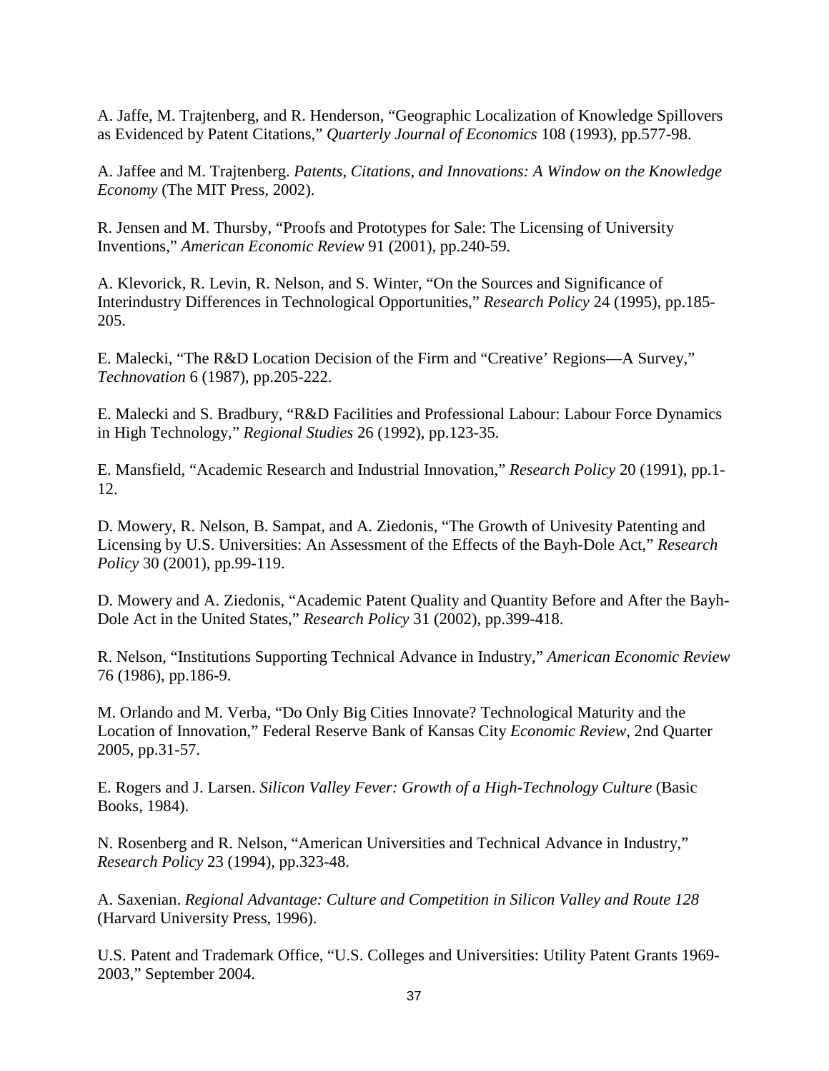A. Jaffe, M. Trajtenberg, and R. Henderson, "Geographic Localization of Knowledge Spillovers as Evidenced by Patent Citations," *Quarterly Journal of Economics* 108 (1993), pp.577-98.

A. Jaffee and M. Trajtenberg. *Patents, Citations, and Innovations: A Window on the Knowledge Economy* (The MIT Press, 2002).

R. Jensen and M. Thursby, "Proofs and Prototypes for Sale: The Licensing of University Inventions," *American Economic Review* 91 (2001), pp.240-59.

A. Klevorick, R. Levin, R. Nelson, and S. Winter, "On the Sources and Significance of Interindustry Differences in Technological Opportunities," *Research Policy* 24 (1995), pp.185-205.

E. Malecki, "The R&D Location Decision of the Firm and "Creative' Regions—A Survey," *Technovation* 6 (1987), pp.205-222.

E. Malecki and S. Bradbury, "R&D Facilities and Professional Labour: Labour Force Dynamics in High Technology," *Regional Studies* 26 (1992), pp.123-35.

E. Mansfield, "Academic Research and Industrial Innovation," *Research Policy* 20 (1991), pp.1-12.

D. Mowery, R. Nelson, B. Sampat, and A. Ziedonis, "The Growth of Univesity Patenting and Licensing by U.S. Universities: An Assessment of the Effects of the Bayh-Dole Act," *Research Policy* 30 (2001), pp.99-119.

D. Mowery and A. Ziedonis, "Academic Patent Quality and Quantity Before and After the Bayh-Dole Act in the United States," *Research Policy* 31 (2002), pp.399-418.

R. Nelson, "Institutions Supporting Technical Advance in Industry," *American Economic Review* 76 (1986), pp.186-9.

M. Orlando and M. Verba, "Do Only Big Cities Innovate? Technological Maturity and the Location of Innovation," Federal Reserve Bank of Kansas City *Economic Review*, 2nd Quarter 2005, pp.31-57.

E. Rogers and J. Larsen. *Silicon Valley Fever: Growth of a High-Technology Culture* (Basic Books, 1984).

N. Rosenberg and R. Nelson, "American Universities and Technical Advance in Industry," *Research Policy* 23 (1994), pp.323-48.

A. Saxenian. *Regional Advantage: Culture and Competition in Silicon Valley and Route 128* (Harvard University Press, 1996).

U.S. Patent and Trademark Office, "U.S. Colleges and Universities: Utility Patent Grants 1969-2003," September 2004.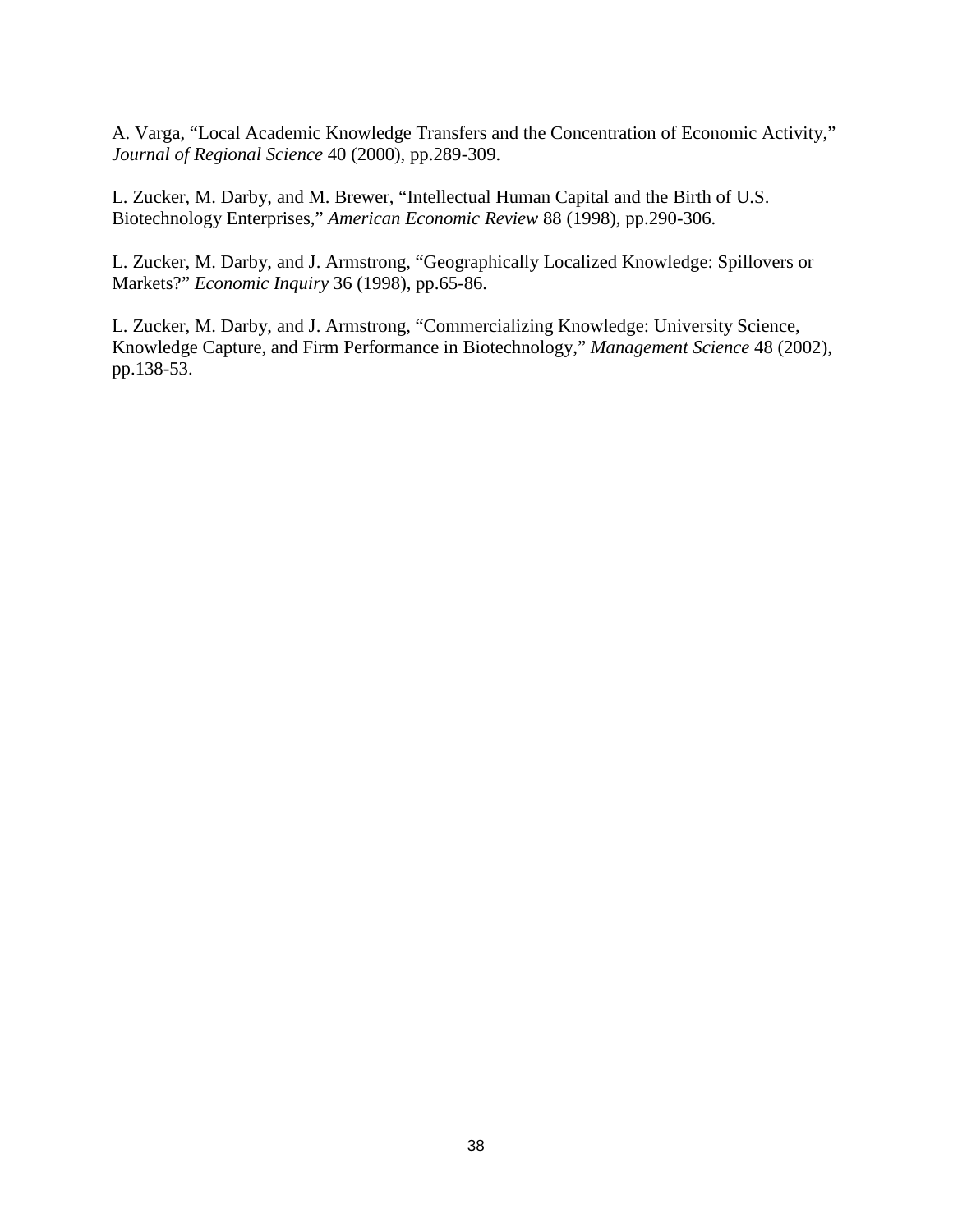A. Varga, “Local Academic Knowledge Transfers and the Concentration of Economic Activity,” *Journal of Regional Science* 40 (2000), pp.289-309.

L. Zucker, M. Darby, and M. Brewer, “Intellectual Human Capital and the Birth of U.S. Biotechnology Enterprises,” *American Economic Review* 88 (1998), pp.290-306.

L. Zucker, M. Darby, and J. Armstrong, “Geographically Localized Knowledge: Spillovers or Markets?” *Economic Inquiry* 36 (1998), pp.65-86.

L. Zucker, M. Darby, and J. Armstrong, “Commercializing Knowledge: University Science, Knowledge Capture, and Firm Performance in Biotechnology,” *Management Science* 48 (2002), pp.138-53.